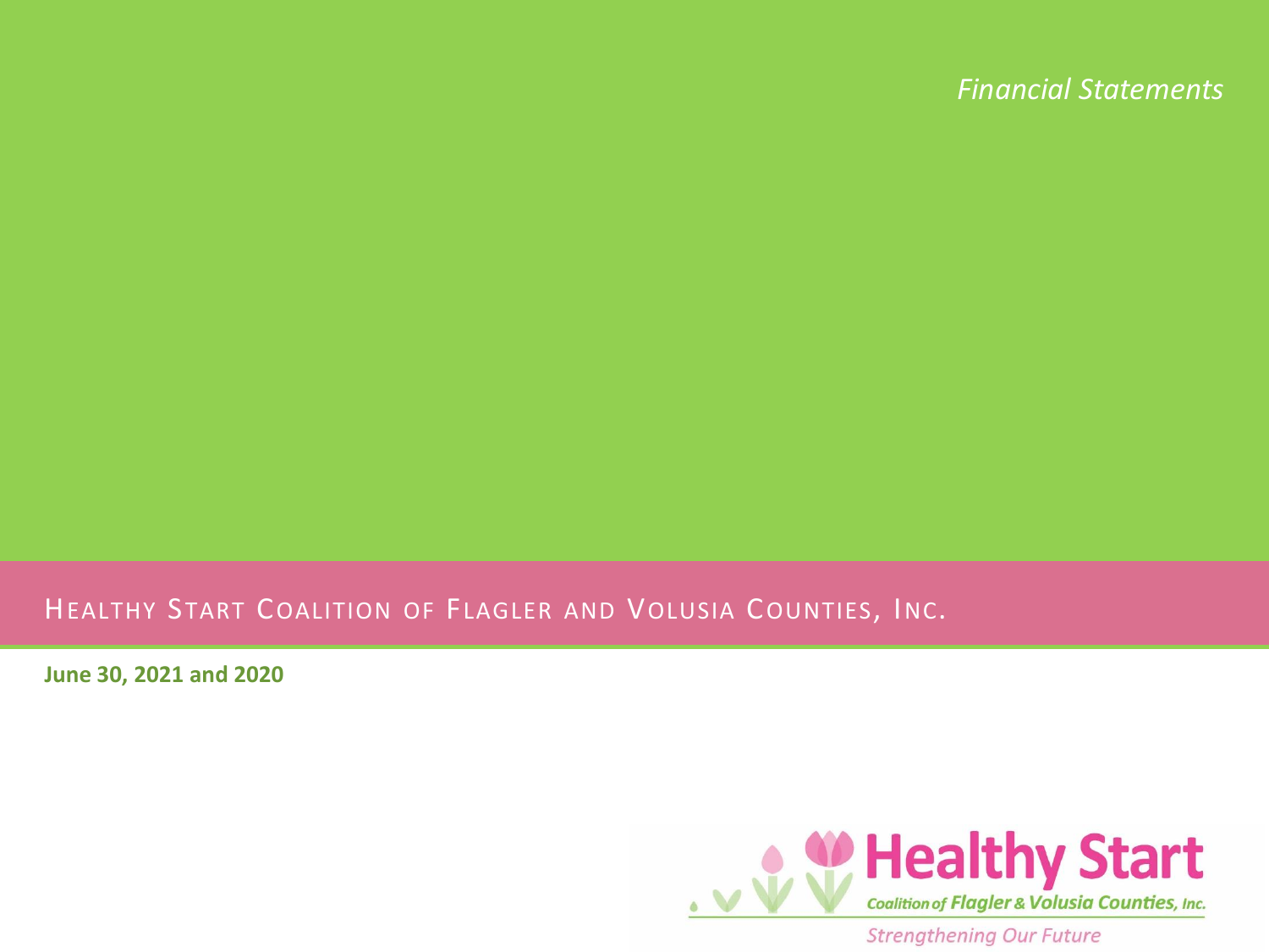*Financial Statements*

# Healthy Start Coalition of Flagler and Volusia Counties, Inc.

**June 30, 2021 and 2020**

Healthy Start

Coalition of Flagler & Volusia Counties, Inc.

Strengthening Our Future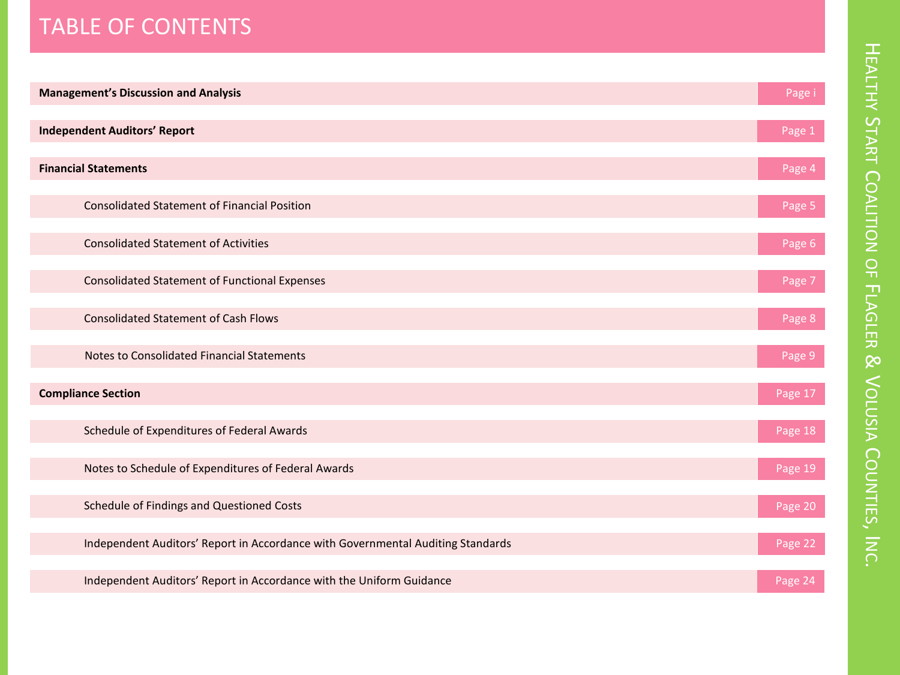# TABLE OF CONTENTS

| | |
|---|---|
| **Management's Discussion and Analysis** | Page i |
| **Independent Auditors' Report** | Page 1 |
| **Financial Statements** | Page 4 |
| Consolidated Statement of Financial Position | Page 5 |
| Consolidated Statement of Activities | Page 6 |
| Consolidated Statement of Functional Expenses | Page 7 |
| Consolidated Statement of Cash Flows | Page 8 |
| Notes to Consolidated Financial Statements | Page 9 |
| **Compliance Section** | Page 17 |
| Schedule of Expenditures of Federal Awards | Page 18 |
| Notes to Schedule of Expenditures of Federal Awards | Page 19 |
| Schedule of Findings and Questioned Costs | Page 20 |
| Independent Auditors' Report in Accordance with Governmental Auditing Standards | Page 22 |
| Independent Auditors' Report in Accordance with the Uniform Guidance | Page 24 |

HEALTHY START COALITION OF FLAGLER & VOLUSIA COUNTIES, INC.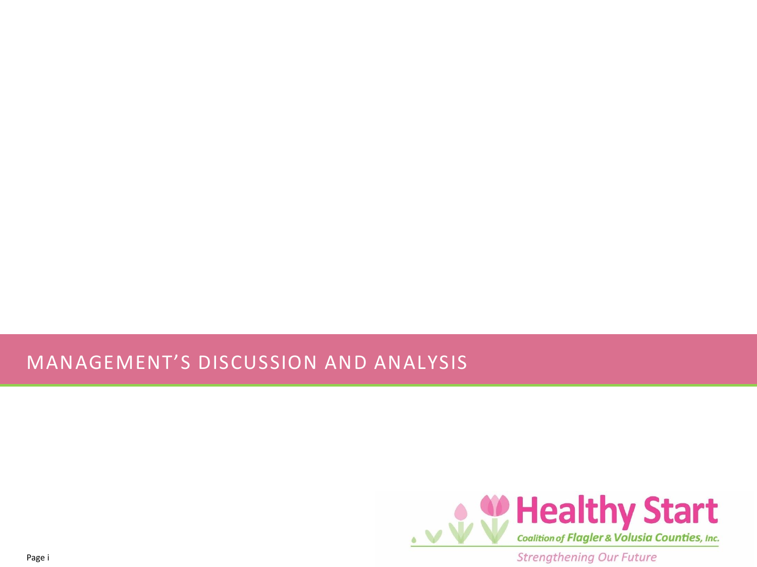# MANAGEMENT'S DISCUSSION AND ANALYSIS

Healthy Start

*Coalition of Flagler & Volusia Counties, Inc.*

*Strengthening Our Future*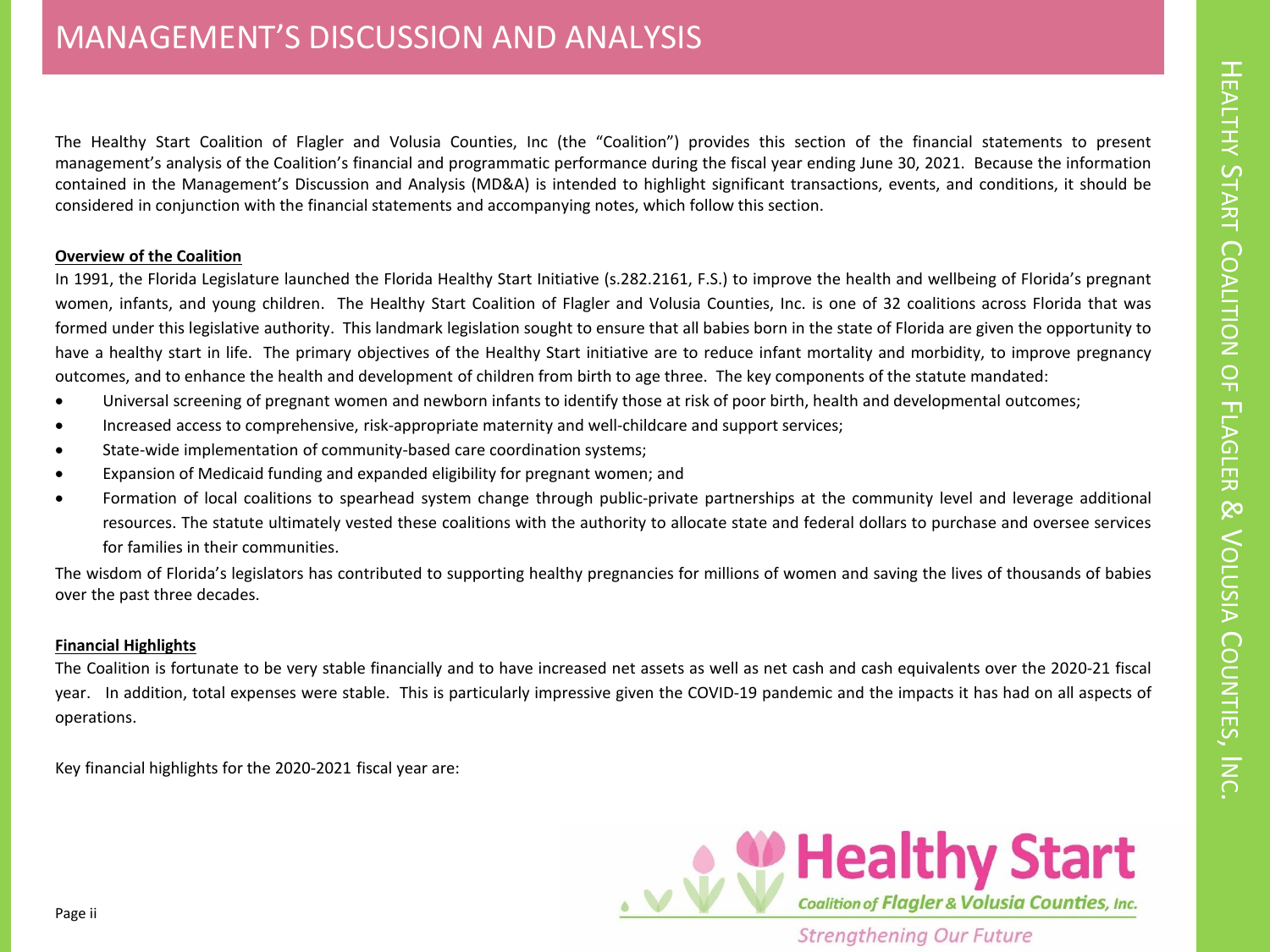# MANAGEMENT'S DISCUSSION AND ANALYSIS

The Healthy Start Coalition of Flagler and Volusia Counties, Inc (the "Coalition") provides this section of the financial statements to present management's analysis of the Coalition's financial and programmatic performance during the fiscal year ending June 30, 2021. Because the information contained in the Management's Discussion and Analysis (MD&A) is intended to highlight significant transactions, events, and conditions, it should be considered in conjunction with the financial statements and accompanying notes, which follow this section.

**Overview of the Coalition**

In 1991, the Florida Legislature launched the Florida Healthy Start Initiative (s.282.2161, F.S.) to improve the health and wellbeing of Florida's pregnant women, infants, and young children. The Healthy Start Coalition of Flagler and Volusia Counties, Inc. is one of 32 coalitions across Florida that was formed under this legislative authority. This landmark legislation sought to ensure that all babies born in the state of Florida are given the opportunity to have a healthy start in life. The primary objectives of the Healthy Start initiative are to reduce infant mortality and morbidity, to improve pregnancy outcomes, and to enhance the health and development of children from birth to age three. The key components of the statute mandated:

- Universal screening of pregnant women and newborn infants to identify those at risk of poor birth, health and developmental outcomes;
- Increased access to comprehensive, risk-appropriate maternity and well-childcare and support services;
- State-wide implementation of community-based care coordination systems;
- Expansion of Medicaid funding and expanded eligibility for pregnant women; and
- Formation of local coalitions to spearhead system change through public-private partnerships at the community level and leverage additional resources. The statute ultimately vested these coalitions with the authority to allocate state and federal dollars to purchase and oversee services for families in their communities.

The wisdom of Florida's legislators has contributed to supporting healthy pregnancies for millions of women and saving the lives of thousands of babies over the past three decades.

**Financial Highlights**

The Coalition is fortunate to be very stable financially and to have increased net assets as well as net cash and cash equivalents over the 2020-21 fiscal year. In addition, total expenses were stable. This is particularly impressive given the COVID-19 pandemic and the impacts it has had on all aspects of operations.

Key financial highlights for the 2020-2021 fiscal year are: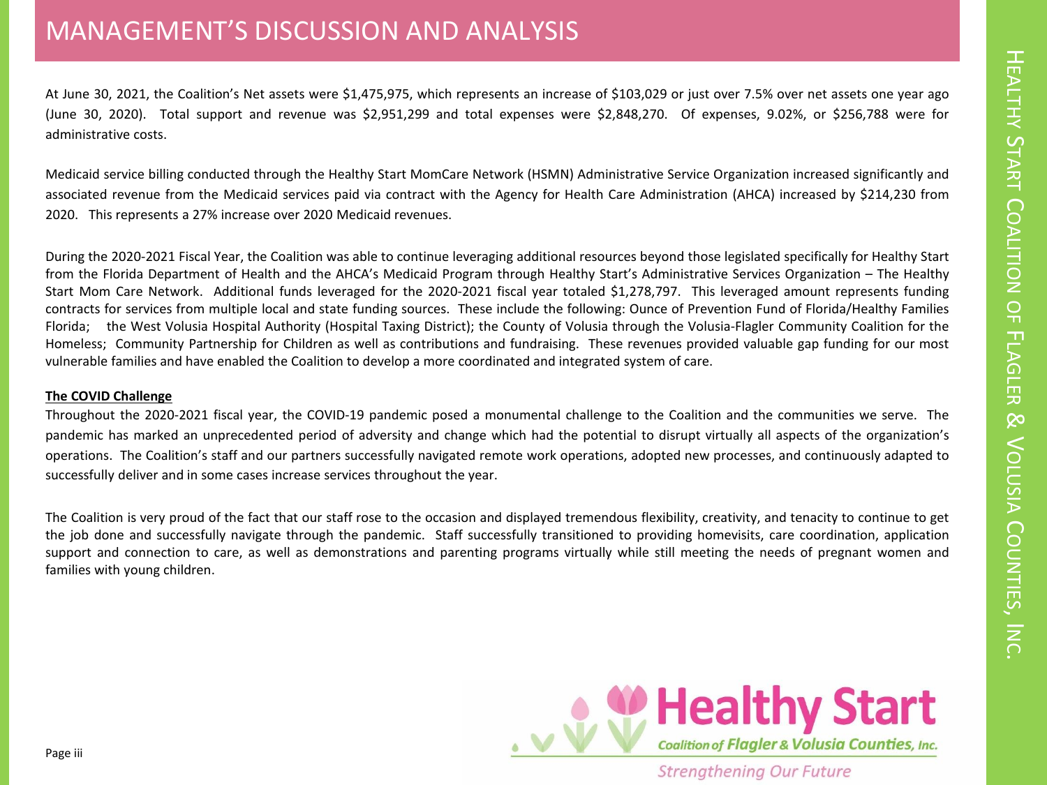# MANAGEMENT'S DISCUSSION AND ANALYSIS

At June 30, 2021, the Coalition's Net assets were $1,475,975, which represents an increase of $103,029 or just over 7.5% over net assets one year ago (June 30, 2020). Total support and revenue was $2,951,299 and total expenses were $2,848,270. Of expenses, 9.02%, or $256,788 were for administrative costs.

Medicaid service billing conducted through the Healthy Start MomCare Network (HSMN) Administrative Service Organization increased significantly and associated revenue from the Medicaid services paid via contract with the Agency for Health Care Administration (AHCA) increased by $214,230 from 2020. This represents a 27% increase over 2020 Medicaid revenues.

During the 2020-2021 Fiscal Year, the Coalition was able to continue leveraging additional resources beyond those legislated specifically for Healthy Start from the Florida Department of Health and the AHCA's Medicaid Program through Healthy Start's Administrative Services Organization – The Healthy Start Mom Care Network. Additional funds leveraged for the 2020-2021 fiscal year totaled $1,278,797. This leveraged amount represents funding contracts for services from multiple local and state funding sources. These include the following: Ounce of Prevention Fund of Florida/Healthy Families Florida; the West Volusia Hospital Authority (Hospital Taxing District); the County of Volusia through the Volusia-Flagler Community Coalition for the Homeless; Community Partnership for Children as well as contributions and fundraising. These revenues provided valuable gap funding for our most vulnerable families and have enabled the Coalition to develop a more coordinated and integrated system of care.

**The COVID Challenge**

Throughout the 2020-2021 fiscal year, the COVID-19 pandemic posed a monumental challenge to the Coalition and the communities we serve. The pandemic has marked an unprecedented period of adversity and change which had the potential to disrupt virtually all aspects of the organization's operations. The Coalition's staff and our partners successfully navigated remote work operations, adopted new processes, and continuously adapted to successfully deliver and in some cases increase services throughout the year.

The Coalition is very proud of the fact that our staff rose to the occasion and displayed tremendous flexibility, creativity, and tenacity to continue to get the job done and successfully navigate through the pandemic. Staff successfully transitioned to providing homevisits, care coordination, application support and connection to care, as well as demonstrations and parenting programs virtually while still meeting the needs of pregnant women and families with young children.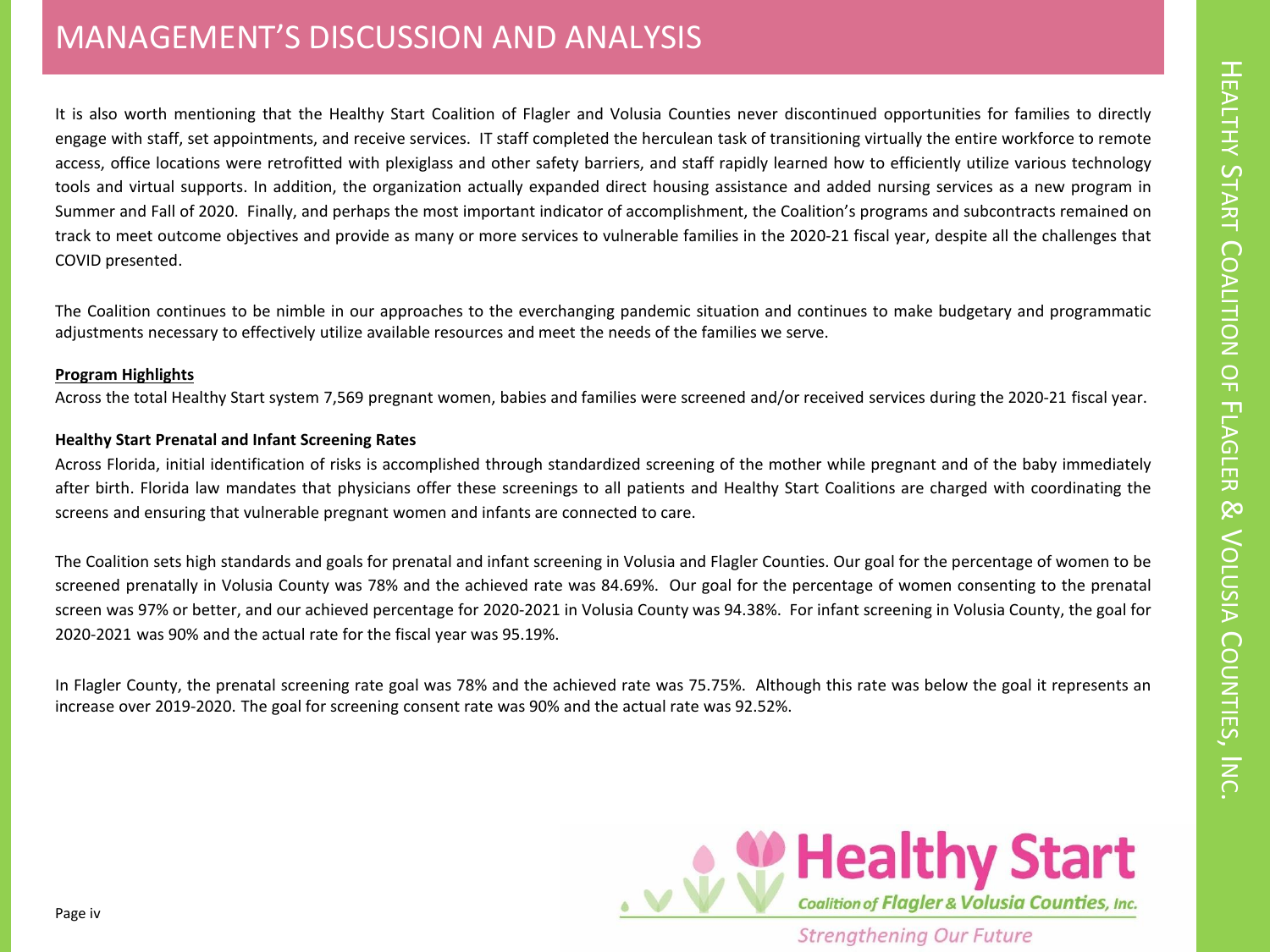# MANAGEMENT'S DISCUSSION AND ANALYSIS

It is also worth mentioning that the Healthy Start Coalition of Flagler and Volusia Counties never discontinued opportunities for families to directly engage with staff, set appointments, and receive services. IT staff completed the herculean task of transitioning virtually the entire workforce to remote access, office locations were retrofitted with plexiglass and other safety barriers, and staff rapidly learned how to efficiently utilize various technology tools and virtual supports. In addition, the organization actually expanded direct housing assistance and added nursing services as a new program in Summer and Fall of 2020. Finally, and perhaps the most important indicator of accomplishment, the Coalition's programs and subcontracts remained on track to meet outcome objectives and provide as many or more services to vulnerable families in the 2020-21 fiscal year, despite all the challenges that COVID presented.

The Coalition continues to be nimble in our approaches to the everchanging pandemic situation and continues to make budgetary and programmatic adjustments necessary to effectively utilize available resources and meet the needs of the families we serve.

**Program Highlights**

Across the total Healthy Start system 7,569 pregnant women, babies and families were screened and/or received services during the 2020-21 fiscal year.

**Healthy Start Prenatal and Infant Screening Rates**

Across Florida, initial identification of risks is accomplished through standardized screening of the mother while pregnant and of the baby immediately after birth. Florida law mandates that physicians offer these screenings to all patients and Healthy Start Coalitions are charged with coordinating the screens and ensuring that vulnerable pregnant women and infants are connected to care.

The Coalition sets high standards and goals for prenatal and infant screening in Volusia and Flagler Counties. Our goal for the percentage of women to be screened prenatally in Volusia County was 78% and the achieved rate was 84.69%. Our goal for the percentage of women consenting to the prenatal screen was 97% or better, and our achieved percentage for 2020-2021 in Volusia County was 94.38%. For infant screening in Volusia County, the goal for 2020-2021 was 90% and the actual rate for the fiscal year was 95.19%.

In Flagler County, the prenatal screening rate goal was 78% and the achieved rate was 75.75%. Although this rate was below the goal it represents an increase over 2019-2020. The goal for screening consent rate was 90% and the actual rate was 92.52%.

Healthy Start
Coalition of Flagler & Volusia Counties, Inc.
Strengthening Our Future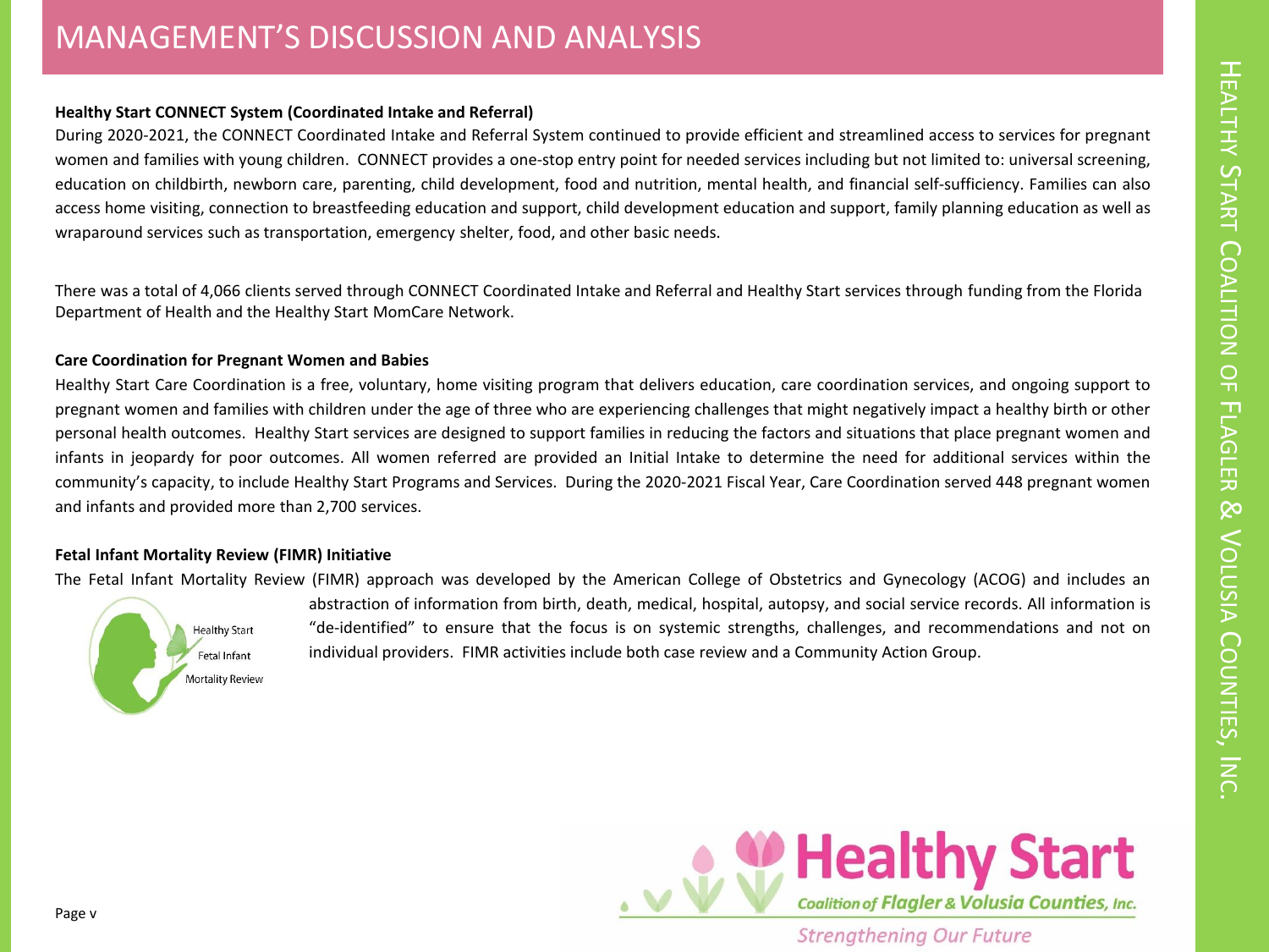# MANAGEMENT'S DISCUSSION AND ANALYSIS

**Healthy Start CONNECT System (Coordinated Intake and Referral)**

During 2020-2021, the CONNECT Coordinated Intake and Referral System continued to provide efficient and streamlined access to services for pregnant women and families with young children. CONNECT provides a one-stop entry point for needed services including but not limited to: universal screening, education on childbirth, newborn care, parenting, child development, food and nutrition, mental health, and financial self-sufficiency. Families can also access home visiting, connection to breastfeeding education and support, child development education and support, family planning education as well as wraparound services such as transportation, emergency shelter, food, and other basic needs.

There was a total of 4,066 clients served through CONNECT Coordinated Intake and Referral and Healthy Start services through funding from the Florida Department of Health and the Healthy Start MomCare Network.

**Care Coordination for Pregnant Women and Babies**

Healthy Start Care Coordination is a free, voluntary, home visiting program that delivers education, care coordination services, and ongoing support to pregnant women and families with children under the age of three who are experiencing challenges that might negatively impact a healthy birth or other personal health outcomes. Healthy Start services are designed to support families in reducing the factors and situations that place pregnant women and infants in jeopardy for poor outcomes. All women referred are provided an Initial Intake to determine the need for additional services within the community's capacity, to include Healthy Start Programs and Services. During the 2020-2021 Fiscal Year, Care Coordination served 448 pregnant women and infants and provided more than 2,700 services.

**Fetal Infant Mortality Review (FIMR) Initiative**

The Fetal Infant Mortality Review (FIMR) approach was developed by the American College of Obstetrics and Gynecology (ACOG) and includes an abstraction of information from birth, death, medical, hospital, autopsy, and social service records. All information is "de-identified" to ensure that the focus is on systemic strengths, challenges, and recommendations and not on individual providers. FIMR activities include both case review and a Community Action Group.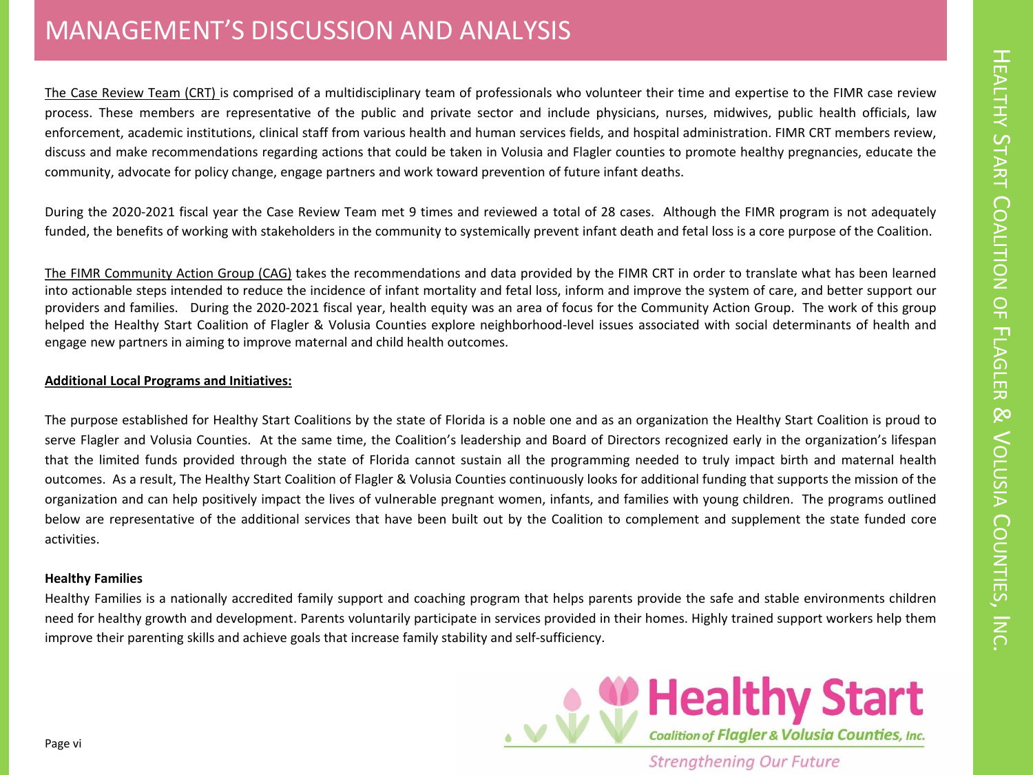# MANAGEMENT'S DISCUSSION AND ANALYSIS

The Case Review Team (CRT) is comprised of a multidisciplinary team of professionals who volunteer their time and expertise to the FIMR case review process. These members are representative of the public and private sector and include physicians, nurses, midwives, public health officials, law enforcement, academic institutions, clinical staff from various health and human services fields, and hospital administration. FIMR CRT members review, discuss and make recommendations regarding actions that could be taken in Volusia and Flagler counties to promote healthy pregnancies, educate the community, advocate for policy change, engage partners and work toward prevention of future infant deaths.

During the 2020-2021 fiscal year the Case Review Team met 9 times and reviewed a total of 28 cases. Although the FIMR program is not adequately funded, the benefits of working with stakeholders in the community to systemically prevent infant death and fetal loss is a core purpose of the Coalition.

The FIMR Community Action Group (CAG) takes the recommendations and data provided by the FIMR CRT in order to translate what has been learned into actionable steps intended to reduce the incidence of infant mortality and fetal loss, inform and improve the system of care, and better support our providers and families. During the 2020-2021 fiscal year, health equity was an area of focus for the Community Action Group. The work of this group helped the Healthy Start Coalition of Flagler & Volusia Counties explore neighborhood-level issues associated with social determinants of health and engage new partners in aiming to improve maternal and child health outcomes.

**Additional Local Programs and Initiatives:**

The purpose established for Healthy Start Coalitions by the state of Florida is a noble one and as an organization the Healthy Start Coalition is proud to serve Flagler and Volusia Counties. At the same time, the Coalition's leadership and Board of Directors recognized early in the organization's lifespan that the limited funds provided through the state of Florida cannot sustain all the programming needed to truly impact birth and maternal health outcomes. As a result, The Healthy Start Coalition of Flagler & Volusia Counties continuously looks for additional funding that supports the mission of the organization and can help positively impact the lives of vulnerable pregnant women, infants, and families with young children. The programs outlined below are representative of the additional services that have been built out by the Coalition to complement and supplement the state funded core activities.

**Healthy Families**

Healthy Families is a nationally accredited family support and coaching program that helps parents provide the safe and stable environments children need for healthy growth and development. Parents voluntarily participate in services provided in their homes. Highly trained support workers help them improve their parenting skills and achieve goals that increase family stability and self-sufficiency.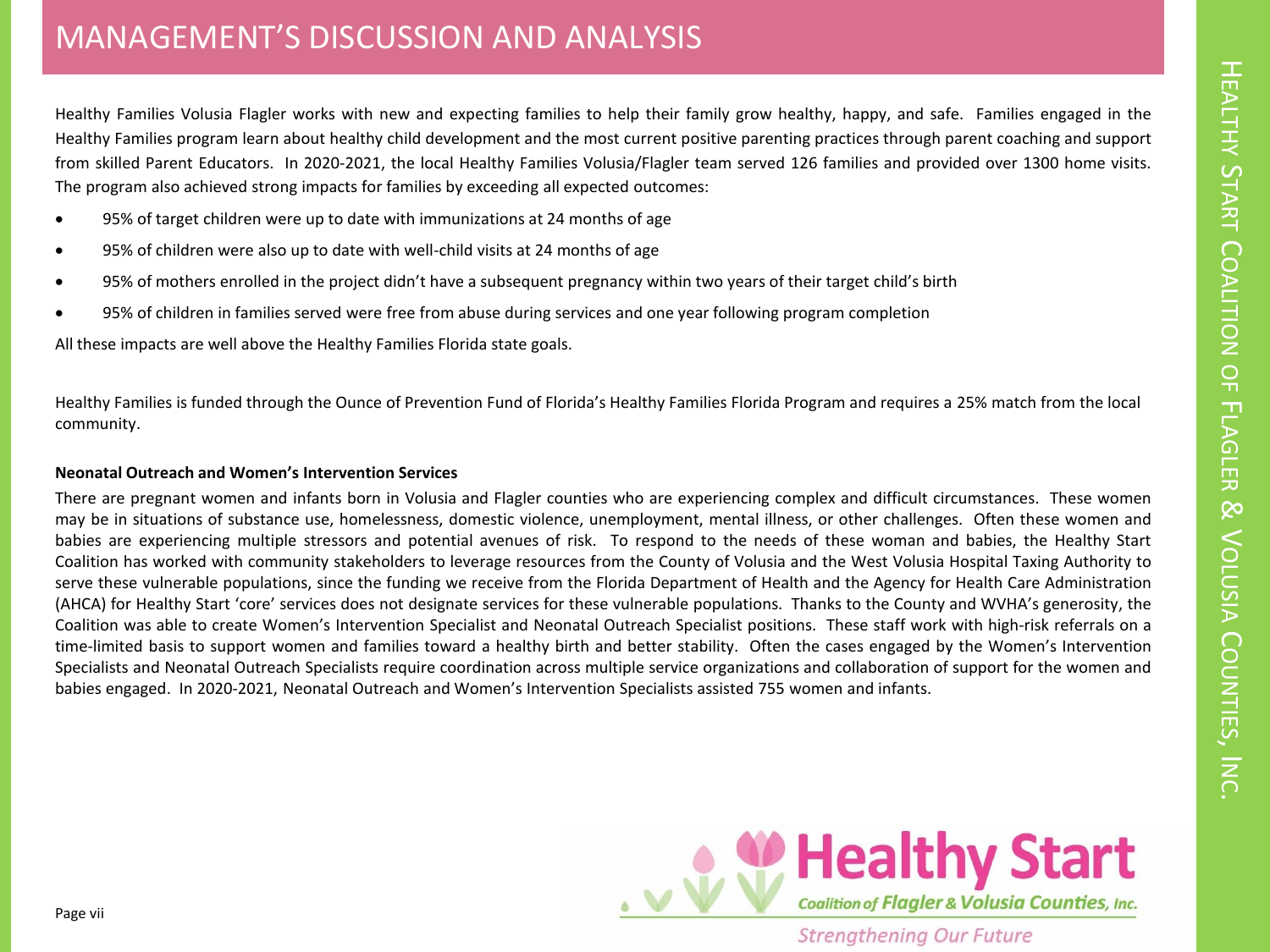# MANAGEMENT'S DISCUSSION AND ANALYSIS

Healthy Families Volusia Flagler works with new and expecting families to help their family grow healthy, happy, and safe. Families engaged in the Healthy Families program learn about healthy child development and the most current positive parenting practices through parent coaching and support from skilled Parent Educators. In 2020-2021, the local Healthy Families Volusia/Flagler team served 126 families and provided over 1300 home visits. The program also achieved strong impacts for families by exceeding all expected outcomes:

- 95% of target children were up to date with immunizations at 24 months of age
- 95% of children were also up to date with well-child visits at 24 months of age
- 95% of mothers enrolled in the project didn't have a subsequent pregnancy within two years of their target child's birth
- 95% of children in families served were free from abuse during services and one year following program completion

All these impacts are well above the Healthy Families Florida state goals.

Healthy Families is funded through the Ounce of Prevention Fund of Florida's Healthy Families Florida Program and requires a 25% match from the local community.

**Neonatal Outreach and Women's Intervention Services**

There are pregnant women and infants born in Volusia and Flagler counties who are experiencing complex and difficult circumstances. These women may be in situations of substance use, homelessness, domestic violence, unemployment, mental illness, or other challenges. Often these women and babies are experiencing multiple stressors and potential avenues of risk. To respond to the needs of these woman and babies, the Healthy Start Coalition has worked with community stakeholders to leverage resources from the County of Volusia and the West Volusia Hospital Taxing Authority to serve these vulnerable populations, since the funding we receive from the Florida Department of Health and the Agency for Health Care Administration (AHCA) for Healthy Start 'core' services does not designate services for these vulnerable populations. Thanks to the County and WVHA's generosity, the Coalition was able to create Women's Intervention Specialist and Neonatal Outreach Specialist positions. These staff work with high-risk referrals on a time-limited basis to support women and families toward a healthy birth and better stability. Often the cases engaged by the Women's Intervention Specialists and Neonatal Outreach Specialists require coordination across multiple service organizations and collaboration of support for the women and babies engaged. In 2020-2021, Neonatal Outreach and Women's Intervention Specialists assisted 755 women and infants.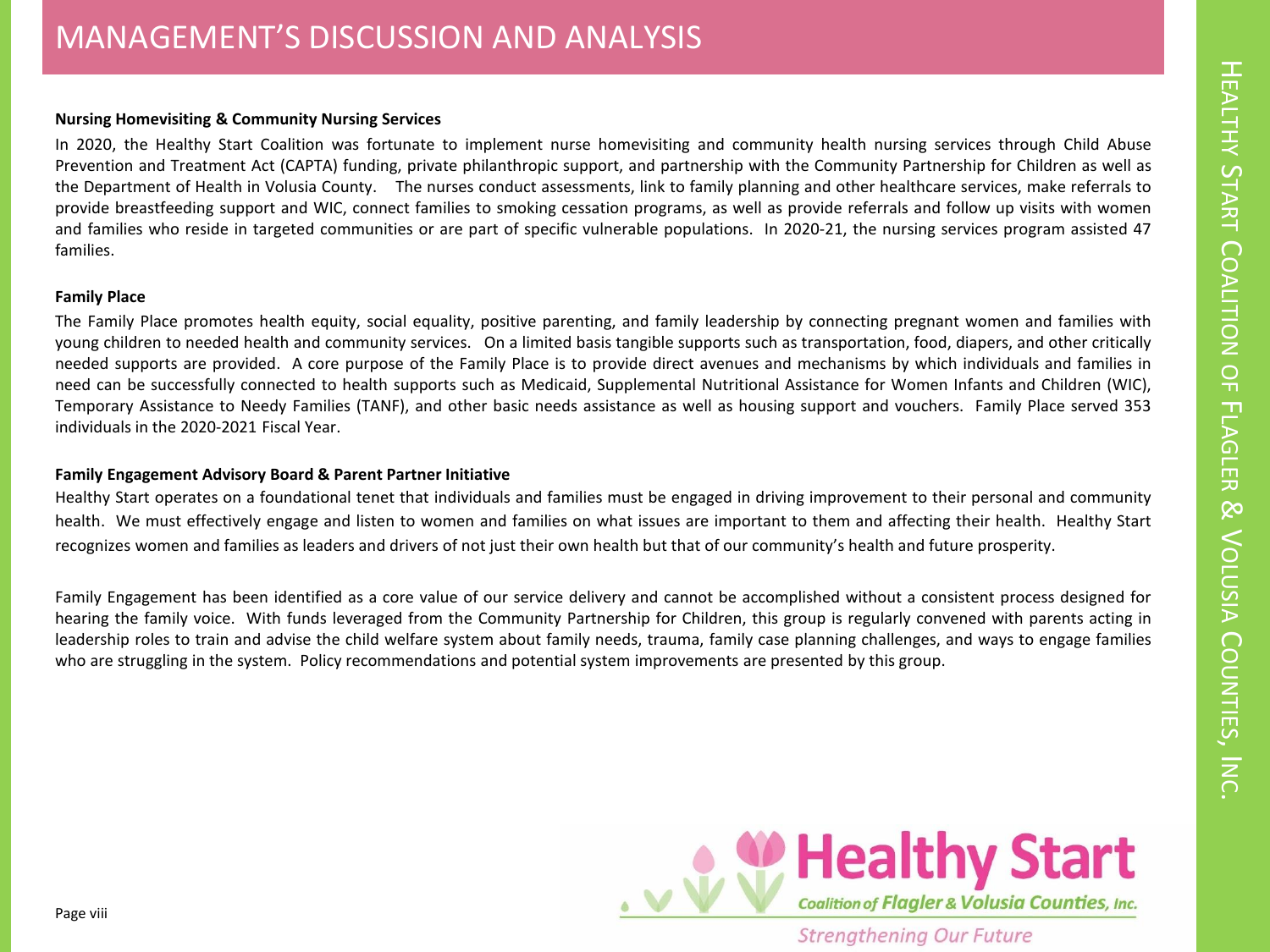# MANAGEMENT'S DISCUSSION AND ANALYSIS

**Nursing Homevisiting & Community Nursing Services**

In 2020, the Healthy Start Coalition was fortunate to implement nurse homevisiting and community health nursing services through Child Abuse Prevention and Treatment Act (CAPTA) funding, private philanthropic support, and partnership with the Community Partnership for Children as well as the Department of Health in Volusia County. The nurses conduct assessments, link to family planning and other healthcare services, make referrals to provide breastfeeding support and WIC, connect families to smoking cessation programs, as well as provide referrals and follow up visits with women and families who reside in targeted communities or are part of specific vulnerable populations. In 2020-21, the nursing services program assisted 47 families.

**Family Place**

The Family Place promotes health equity, social equality, positive parenting, and family leadership by connecting pregnant women and families with young children to needed health and community services. On a limited basis tangible supports such as transportation, food, diapers, and other critically needed supports are provided. A core purpose of the Family Place is to provide direct avenues and mechanisms by which individuals and families in need can be successfully connected to health supports such as Medicaid, Supplemental Nutritional Assistance for Women Infants and Children (WIC), Temporary Assistance to Needy Families (TANF), and other basic needs assistance as well as housing support and vouchers. Family Place served 353 individuals in the 2020-2021 Fiscal Year.

**Family Engagement Advisory Board & Parent Partner Initiative**

Healthy Start operates on a foundational tenet that individuals and families must be engaged in driving improvement to their personal and community health. We must effectively engage and listen to women and families on what issues are important to them and affecting their health. Healthy Start recognizes women and families as leaders and drivers of not just their own health but that of our community's health and future prosperity.

Family Engagement has been identified as a core value of our service delivery and cannot be accomplished without a consistent process designed for hearing the family voice. With funds leveraged from the Community Partnership for Children, this group is regularly convened with parents acting in leadership roles to train and advise the child welfare system about family needs, trauma, family case planning challenges, and ways to engage families who are struggling in the system. Policy recommendations and potential system improvements are presented by this group.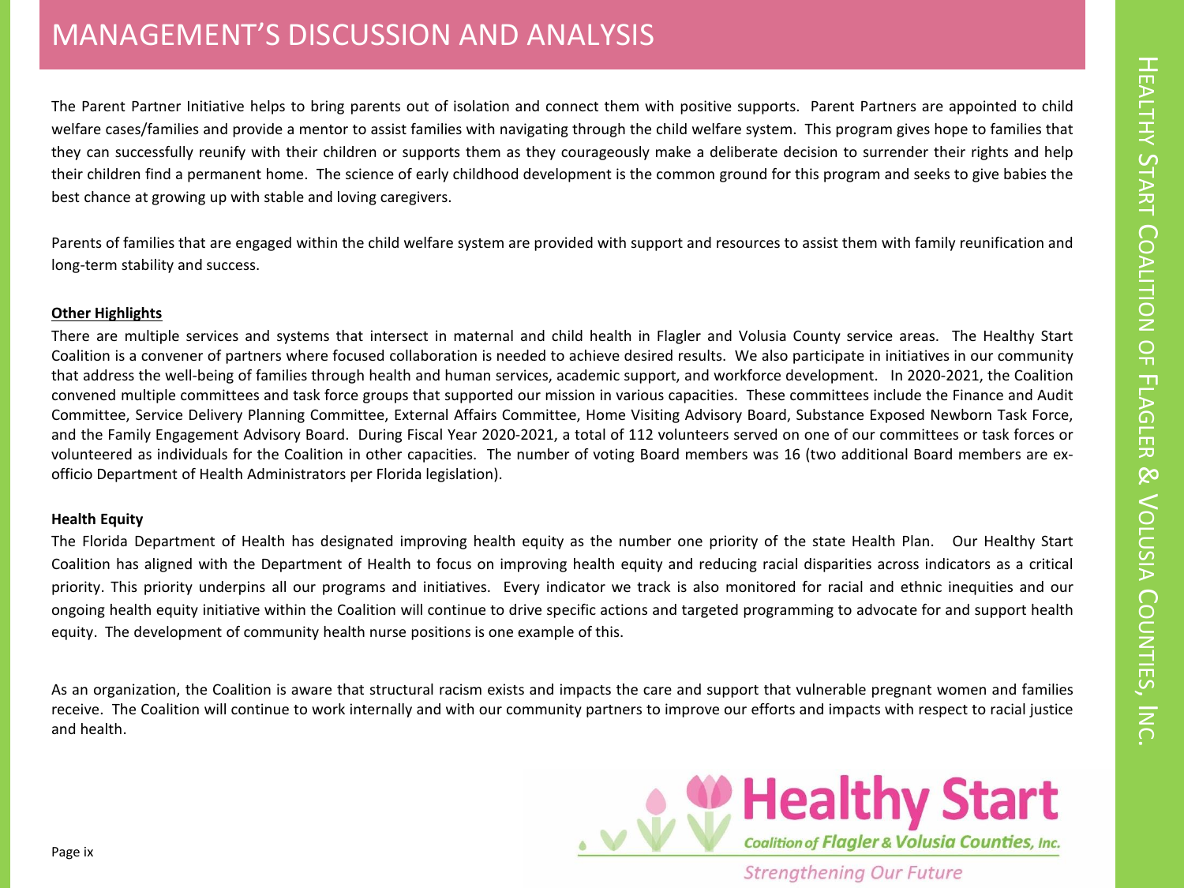# MANAGEMENT'S DISCUSSION AND ANALYSIS

The Parent Partner Initiative helps to bring parents out of isolation and connect them with positive supports. Parent Partners are appointed to child welfare cases/families and provide a mentor to assist families with navigating through the child welfare system. This program gives hope to families that they can successfully reunify with their children or supports them as they courageously make a deliberate decision to surrender their rights and help their children find a permanent home. The science of early childhood development is the common ground for this program and seeks to give babies the best chance at growing up with stable and loving caregivers.

Parents of families that are engaged within the child welfare system are provided with support and resources to assist them with family reunification and long-term stability and success.

**Other Highlights**

There are multiple services and systems that intersect in maternal and child health in Flagler and Volusia County service areas. The Healthy Start Coalition is a convener of partners where focused collaboration is needed to achieve desired results. We also participate in initiatives in our community that address the well-being of families through health and human services, academic support, and workforce development. In 2020-2021, the Coalition convened multiple committees and task force groups that supported our mission in various capacities. These committees include the Finance and Audit Committee, Service Delivery Planning Committee, External Affairs Committee, Home Visiting Advisory Board, Substance Exposed Newborn Task Force, and the Family Engagement Advisory Board. During Fiscal Year 2020-2021, a total of 112 volunteers served on one of our committees or task forces or volunteered as individuals for the Coalition in other capacities. The number of voting Board members was 16 (two additional Board members are ex-officio Department of Health Administrators per Florida legislation).

**Health Equity**

The Florida Department of Health has designated improving health equity as the number one priority of the state Health Plan. Our Healthy Start Coalition has aligned with the Department of Health to focus on improving health equity and reducing racial disparities across indicators as a critical priority. This priority underpins all our programs and initiatives. Every indicator we track is also monitored for racial and ethnic inequities and our ongoing health equity initiative within the Coalition will continue to drive specific actions and targeted programming to advocate for and support health equity. The development of community health nurse positions is one example of this.

As an organization, the Coalition is aware that structural racism exists and impacts the care and support that vulnerable pregnant women and families receive. The Coalition will continue to work internally and with our community partners to improve our efforts and impacts with respect to racial justice and health.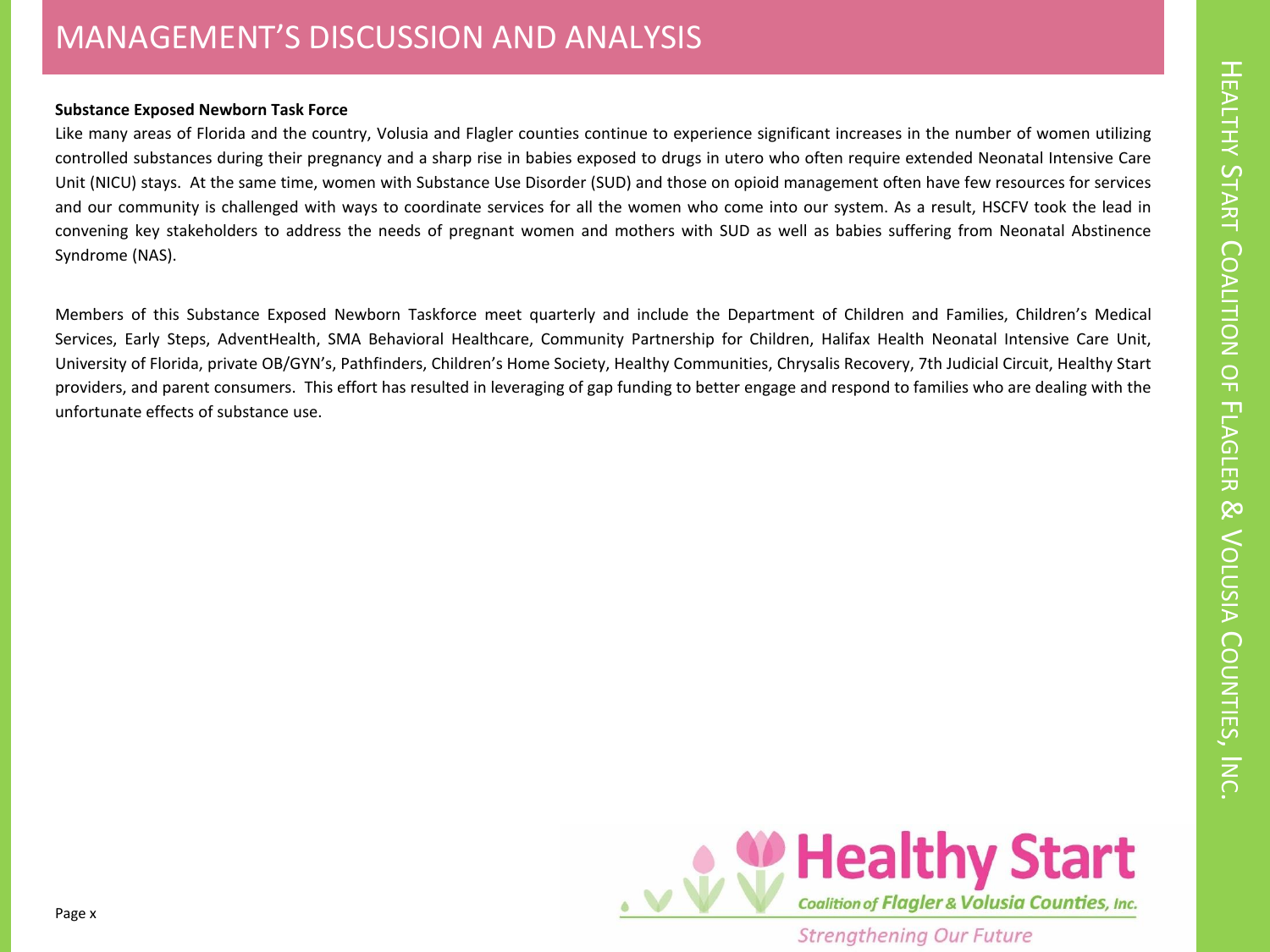**Substance Exposed Newborn Task Force**

Like many areas of Florida and the country, Volusia and Flagler counties continue to experience significant increases in the number of women utilizing controlled substances during their pregnancy and a sharp rise in babies exposed to drugs in utero who often require extended Neonatal Intensive Care Unit (NICU) stays. At the same time, women with Substance Use Disorder (SUD) and those on opioid management often have few resources for services and our community is challenged with ways to coordinate services for all the women who come into our system. As a result, HSCFV took the lead in convening key stakeholders to address the needs of pregnant women and mothers with SUD as well as babies suffering from Neonatal Abstinence Syndrome (NAS).

Members of this Substance Exposed Newborn Taskforce meet quarterly and include the Department of Children and Families, Children's Medical Services, Early Steps, AdventHealth, SMA Behavioral Healthcare, Community Partnership for Children, Halifax Health Neonatal Intensive Care Unit, University of Florida, private OB/GYN's, Pathfinders, Children's Home Society, Healthy Communities, Chrysalis Recovery, 7th Judicial Circuit, Healthy Start providers, and parent consumers. This effort has resulted in leveraging of gap funding to better engage and respond to families who are dealing with the unfortunate effects of substance use.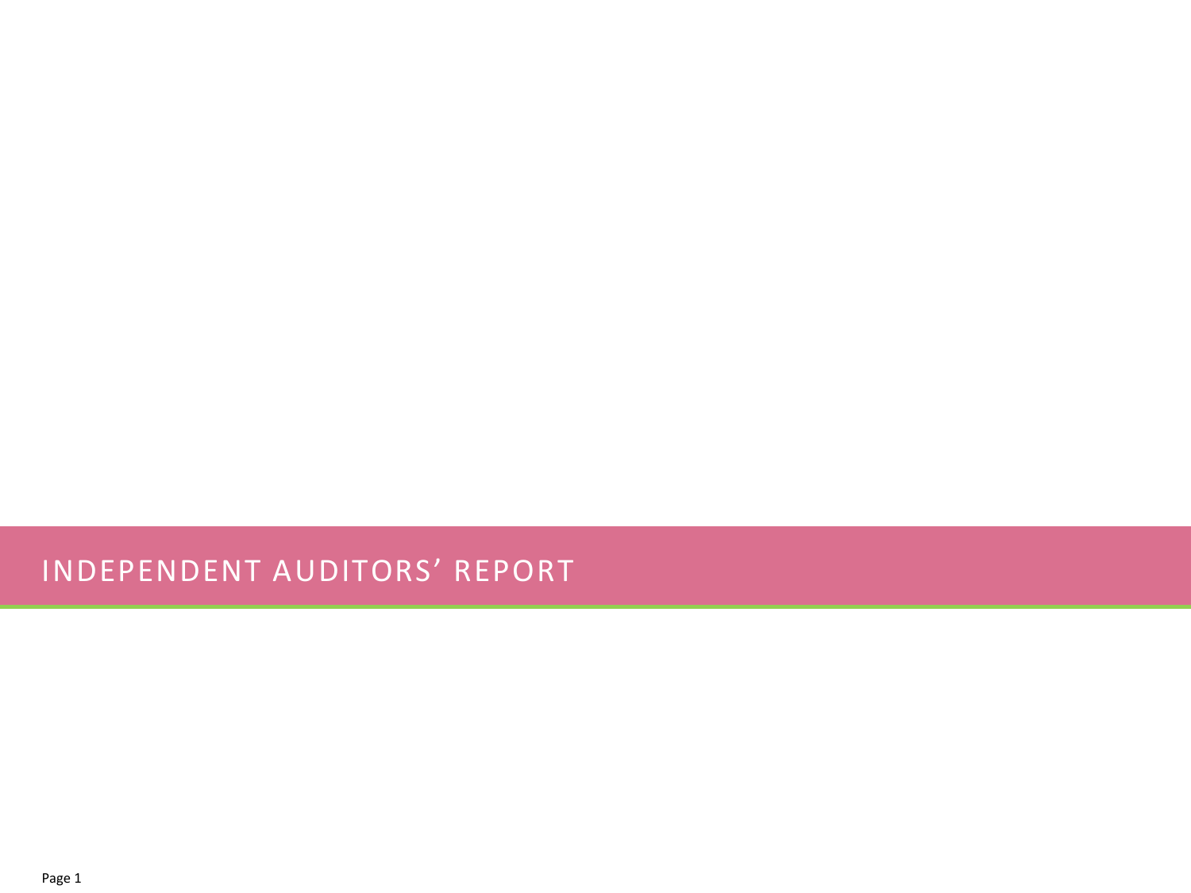# INDEPENDENT AUDITORS' REPORT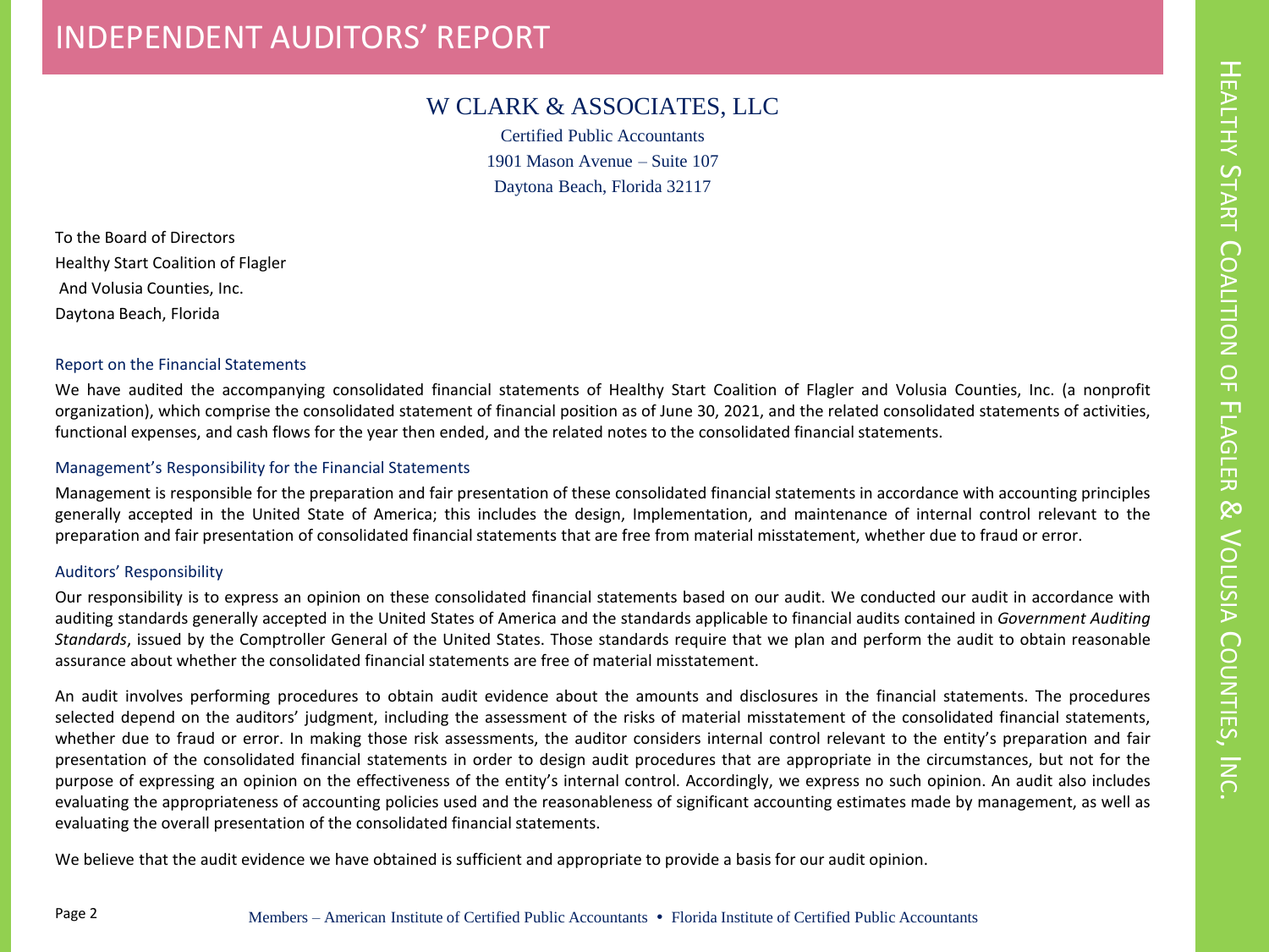# INDEPENDENT AUDITORS' REPORT

W CLARK & ASSOCIATES, LLC

Certified Public Accountants

1901 Mason Avenue – Suite 107

Daytona Beach, Florida 32117

To the Board of Directors
Healthy Start Coalition of Flagler
And Volusia Counties, Inc.
Daytona Beach, Florida

## Report on the Financial Statements

We have audited the accompanying consolidated financial statements of Healthy Start Coalition of Flagler and Volusia Counties, Inc. (a nonprofit organization), which comprise the consolidated statement of financial position as of June 30, 2021, and the related consolidated statements of activities, functional expenses, and cash flows for the year then ended, and the related notes to the consolidated financial statements.

## Management's Responsibility for the Financial Statements

Management is responsible for the preparation and fair presentation of these consolidated financial statements in accordance with accounting principles generally accepted in the United State of America; this includes the design, Implementation, and maintenance of internal control relevant to the preparation and fair presentation of consolidated financial statements that are free from material misstatement, whether due to fraud or error.

## Auditors' Responsibility

Our responsibility is to express an opinion on these consolidated financial statements based on our audit. We conducted our audit in accordance with auditing standards generally accepted in the United States of America and the standards applicable to financial audits contained in *Government Auditing Standards*, issued by the Comptroller General of the United States. Those standards require that we plan and perform the audit to obtain reasonable assurance about whether the consolidated financial statements are free of material misstatement.

An audit involves performing procedures to obtain audit evidence about the amounts and disclosures in the financial statements. The procedures selected depend on the auditors' judgment, including the assessment of the risks of material misstatement of the consolidated financial statements, whether due to fraud or error. In making those risk assessments, the auditor considers internal control relevant to the entity's preparation and fair presentation of the consolidated financial statements in order to design audit procedures that are appropriate in the circumstances, but not for the purpose of expressing an opinion on the effectiveness of the entity's internal control. Accordingly, we express no such opinion. An audit also includes evaluating the appropriateness of accounting policies used and the reasonableness of significant accounting estimates made by management, as well as evaluating the overall presentation of the consolidated financial statements.

We believe that the audit evidence we have obtained is sufficient and appropriate to provide a basis for our audit opinion.

Members – American Institute of Certified Public Accountants • Florida Institute of Certified Public Accountants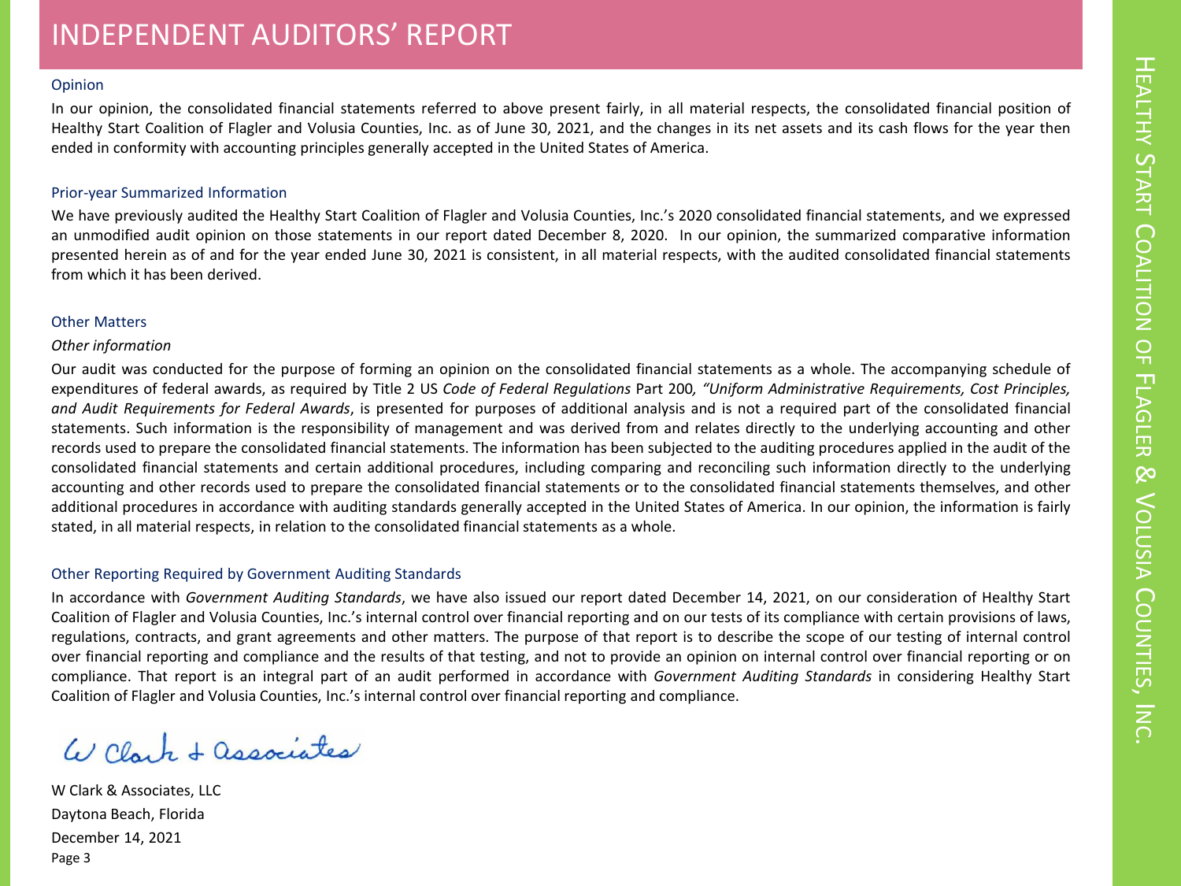# INDEPENDENT AUDITORS' REPORT

## Opinion

In our opinion, the consolidated financial statements referred to above present fairly, in all material respects, the consolidated financial position of Healthy Start Coalition of Flagler and Volusia Counties, Inc. as of June 30, 2021, and the changes in its net assets and its cash flows for the year then ended in conformity with accounting principles generally accepted in the United States of America.

## Prior-year Summarized Information

We have previously audited the Healthy Start Coalition of Flagler and Volusia Counties, Inc.'s 2020 consolidated financial statements, and we expressed an unmodified audit opinion on those statements in our report dated December 8, 2020. In our opinion, the summarized comparative information presented herein as of and for the year ended June 30, 2021 is consistent, in all material respects, with the audited consolidated financial statements from which it has been derived.

## Other Matters

### *Other information*

Our audit was conducted for the purpose of forming an opinion on the consolidated financial statements as a whole. The accompanying schedule of expenditures of federal awards, as required by Title 2 US *Code of Federal Regulations* Part 200*, "Uniform Administrative Requirements, Cost Principles, and Audit Requirements for Federal Awards*, is presented for purposes of additional analysis and is not a required part of the consolidated financial statements. Such information is the responsibility of management and was derived from and relates directly to the underlying accounting and other records used to prepare the consolidated financial statements. The information has been subjected to the auditing procedures applied in the audit of the consolidated financial statements and certain additional procedures, including comparing and reconciling such information directly to the underlying accounting and other records used to prepare the consolidated financial statements or to the consolidated financial statements themselves, and other additional procedures in accordance with auditing standards generally accepted in the United States of America. In our opinion, the information is fairly stated, in all material respects, in relation to the consolidated financial statements as a whole.

## Other Reporting Required by Government Auditing Standards

In accordance with *Government Auditing Standards*, we have also issued our report dated December 14, 2021, on our consideration of Healthy Start Coalition of Flagler and Volusia Counties, Inc.'s internal control over financial reporting and on our tests of its compliance with certain provisions of laws, regulations, contracts, and grant agreements and other matters. The purpose of that report is to describe the scope of our testing of internal control over financial reporting and compliance and the results of that testing, and not to provide an opinion on internal control over financial reporting or on compliance. That report is an integral part of an audit performed in accordance with *Government Auditing Standards* in considering Healthy Start Coalition of Flagler and Volusia Counties, Inc.'s internal control over financial reporting and compliance.

W Clark & Associates

W Clark & Associates, LLC
Daytona Beach, Florida
December 14, 2021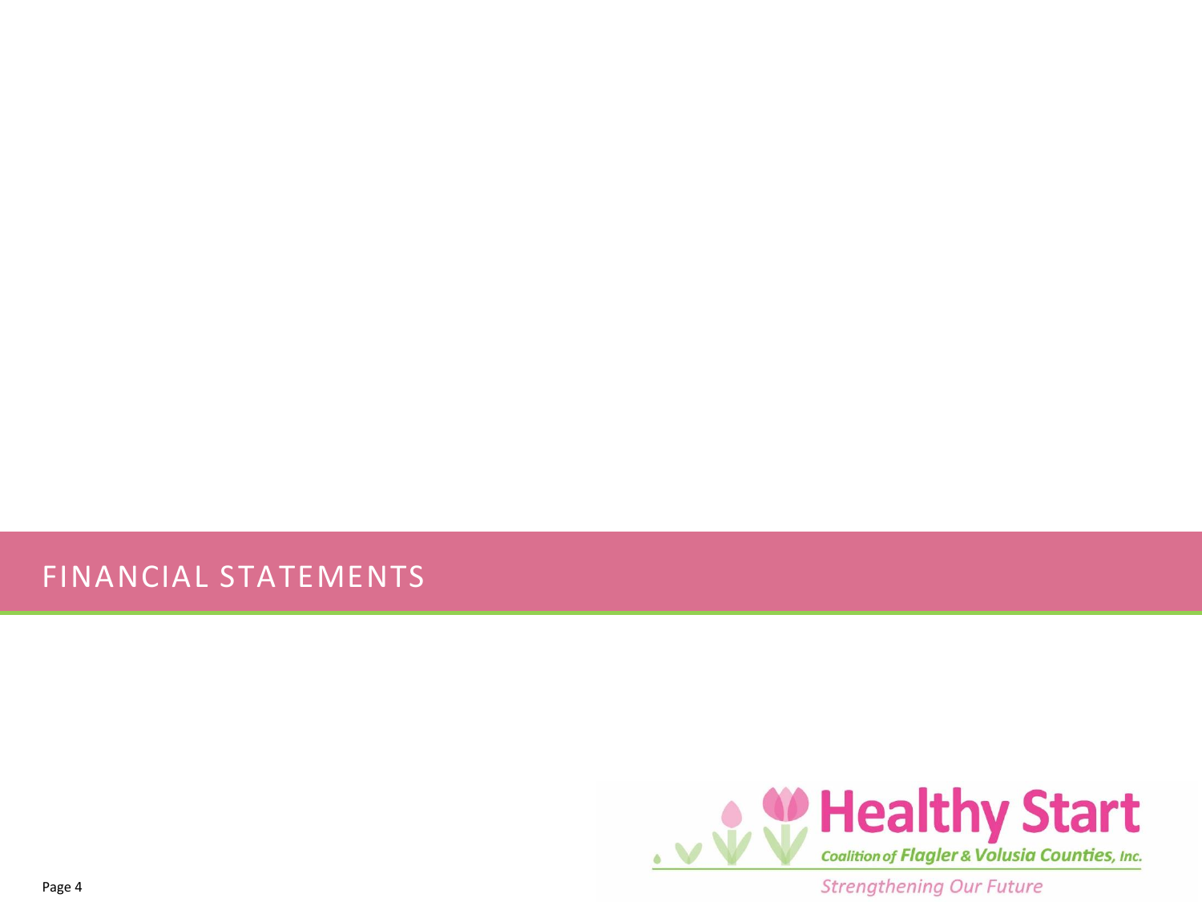# FINANCIAL STATEMENTS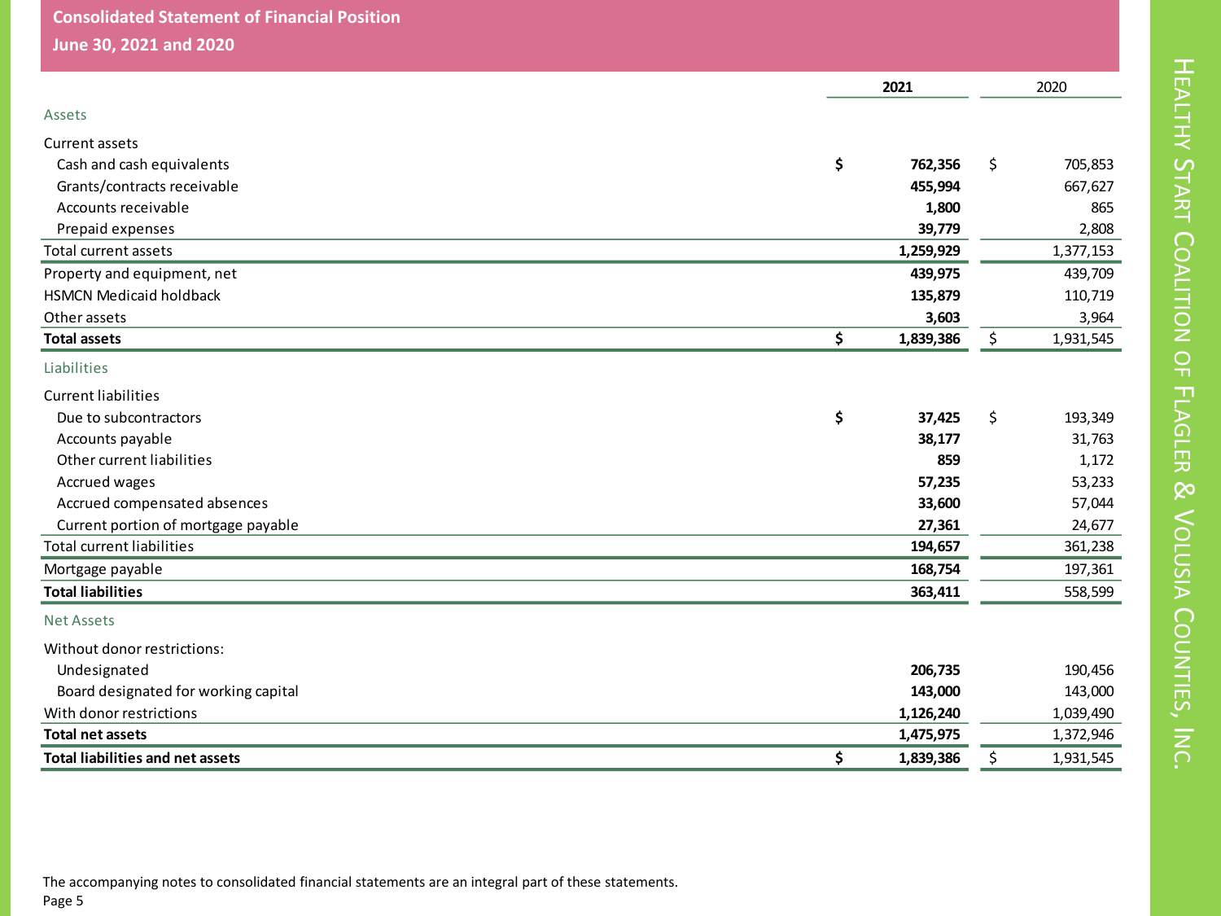## Consolidated Statement of Financial Position

### June 30, 2021 and 2020

| | 2021 | 2020 |
|---|---|---|
| **Assets** | | |
| Current assets | | |
| Cash and cash equivalents | $ 762,356 | $ 705,853 |
| Grants/contracts receivable | 455,994 | 667,627 |
| Accounts receivable | 1,800 | 865 |
| Prepaid expenses | 39,779 | 2,808 |
| Total current assets | 1,259,929 | 1,377,153 |
| Property and equipment, net | 439,975 | 439,709 |
| HSMCN Medicaid holdback | 135,879 | 110,719 |
| Other assets | 3,603 | 3,964 |
| **Total assets** | $ 1,839,386 | $ 1,931,545 |
| **Liabilities** | | |
| Current liabilities | | |
| Due to subcontractors | $ 37,425 | $ 193,349 |
| Accounts payable | 38,177 | 31,763 |
| Other current liabilities | 859 | 1,172 |
| Accrued wages | 57,235 | 53,233 |
| Accrued compensated absences | 33,600 | 57,044 |
| Current portion of mortgage payable | 27,361 | 24,677 |
| Total current liabilities | 194,657 | 361,238 |
| Mortgage payable | 168,754 | 197,361 |
| **Total liabilities** | 363,411 | 558,599 |
| **Net Assets** | | |
| Without donor restrictions: | | |
| Undesignated | 206,735 | 190,456 |
| Board designated for working capital | 143,000 | 143,000 |
| With donor restrictions | 1,126,240 | 1,039,490 |
| **Total net assets** | 1,475,975 | 1,372,946 |
| **Total liabilities and net assets** | $ 1,839,386 | $ 1,931,545 |

The accompanying notes to consolidated financial statements are an integral part of these statements.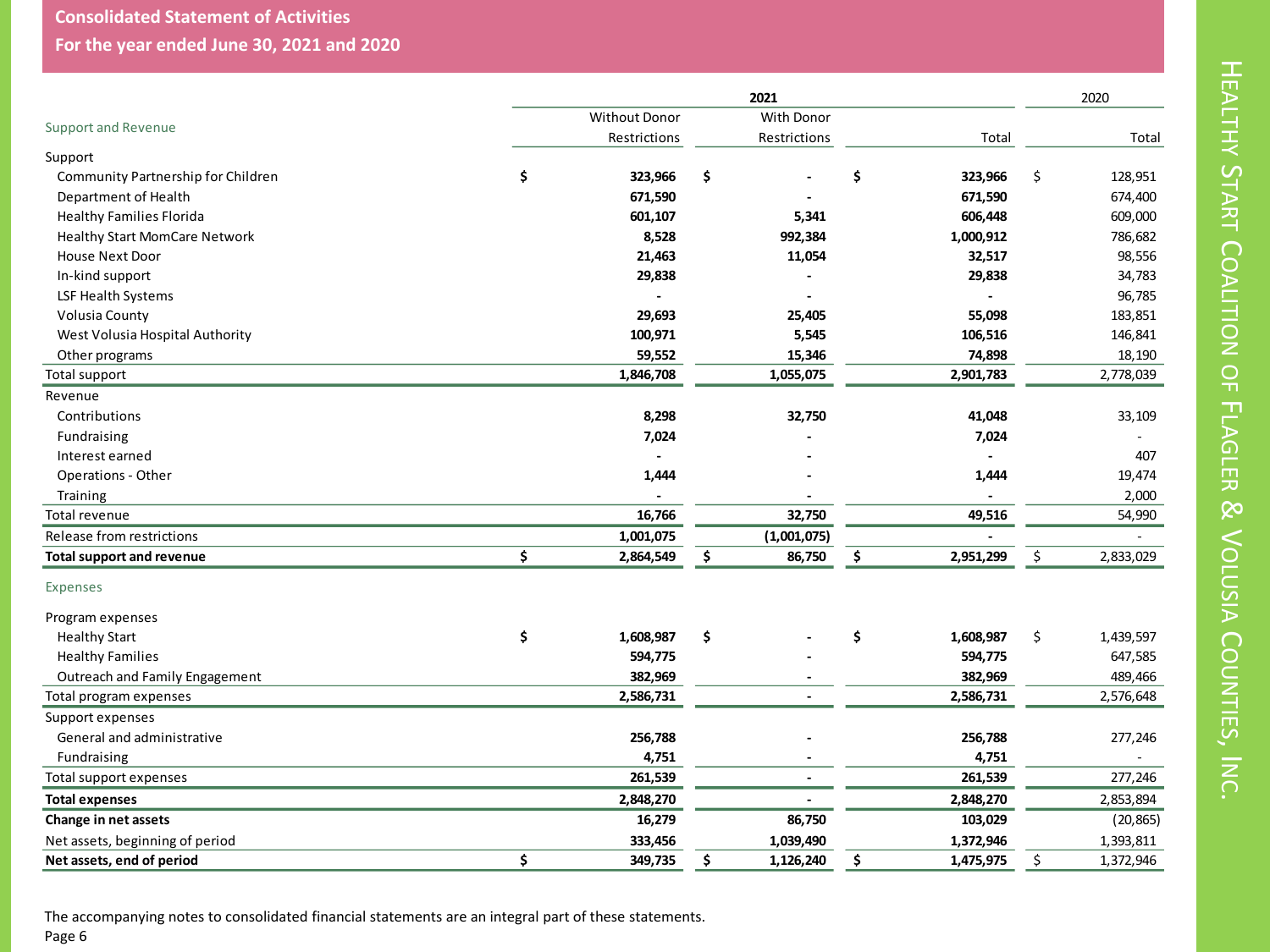## Consolidated Statement of Activities

## For the year ended June 30, 2021 and 2020

| | 2021 | | | 2020 |
|---|---|---|---|---|
| **Support and Revenue** | Without Donor Restrictions | With Donor Restrictions | Total | Total |
| Support | | | | |
| Community Partnership for Children | $ 323,966 | $ - | $ 323,966 | $ 128,951 |
| Department of Health | 671,590 | - | 671,590 | 674,400 |
| Healthy Families Florida | 601,107 | 5,341 | 606,448 | 609,000 |
| Healthy Start MomCare Network | 8,528 | 992,384 | 1,000,912 | 786,682 |
| House Next Door | 21,463 | 11,054 | 32,517 | 98,556 |
| In-kind support | 29,838 | - | 29,838 | 34,783 |
| LSF Health Systems | - | - | - | 96,785 |
| Volusia County | 29,693 | 25,405 | 55,098 | 183,851 |
| West Volusia Hospital Authority | 100,971 | 5,545 | 106,516 | 146,841 |
| Other programs | 59,552 | 15,346 | 74,898 | 18,190 |
| Total support | 1,846,708 | 1,055,075 | 2,901,783 | 2,778,039 |
| Revenue | | | | |
| Contributions | 8,298 | 32,750 | 41,048 | 33,109 |
| Fundraising | 7,024 | - | 7,024 | - |
| Interest earned | - | - | - | 407 |
| Operations - Other | 1,444 | - | 1,444 | 19,474 |
| Training | - | - | - | 2,000 |
| Total revenue | 16,766 | 32,750 | 49,516 | 54,990 |
| Release from restrictions | 1,001,075 | (1,001,075) | - | - |
| **Total support and revenue** | $ 2,864,549 | $ 86,750 | $ 2,951,299 | $ 2,833,029 |
| **Expenses** | | | | |
| Program expenses | | | | |
| Healthy Start | $ 1,608,987 | $ - | $ 1,608,987 | $ 1,439,597 |
| Healthy Families | 594,775 | - | 594,775 | 647,585 |
| Outreach and Family Engagement | 382,969 | - | 382,969 | 489,466 |
| Total program expenses | 2,586,731 | - | 2,586,731 | 2,576,648 |
| Support expenses | | | | |
| General and administrative | 256,788 | - | 256,788 | 277,246 |
| Fundraising | 4,751 | - | 4,751 | - |
| Total support expenses | 261,539 | - | 261,539 | 277,246 |
| **Total expenses** | 2,848,270 | - | 2,848,270 | 2,853,894 |
| **Change in net assets** | 16,279 | 86,750 | 103,029 | (20,865) |
| Net assets, beginning of period | 333,456 | 1,039,490 | 1,372,946 | 1,393,811 |
| **Net assets, end of period** | $ 349,735 | $ 1,126,240 | $ 1,475,975 | $ 1,372,946 |

The accompanying notes to consolidated financial statements are an integral part of these statements.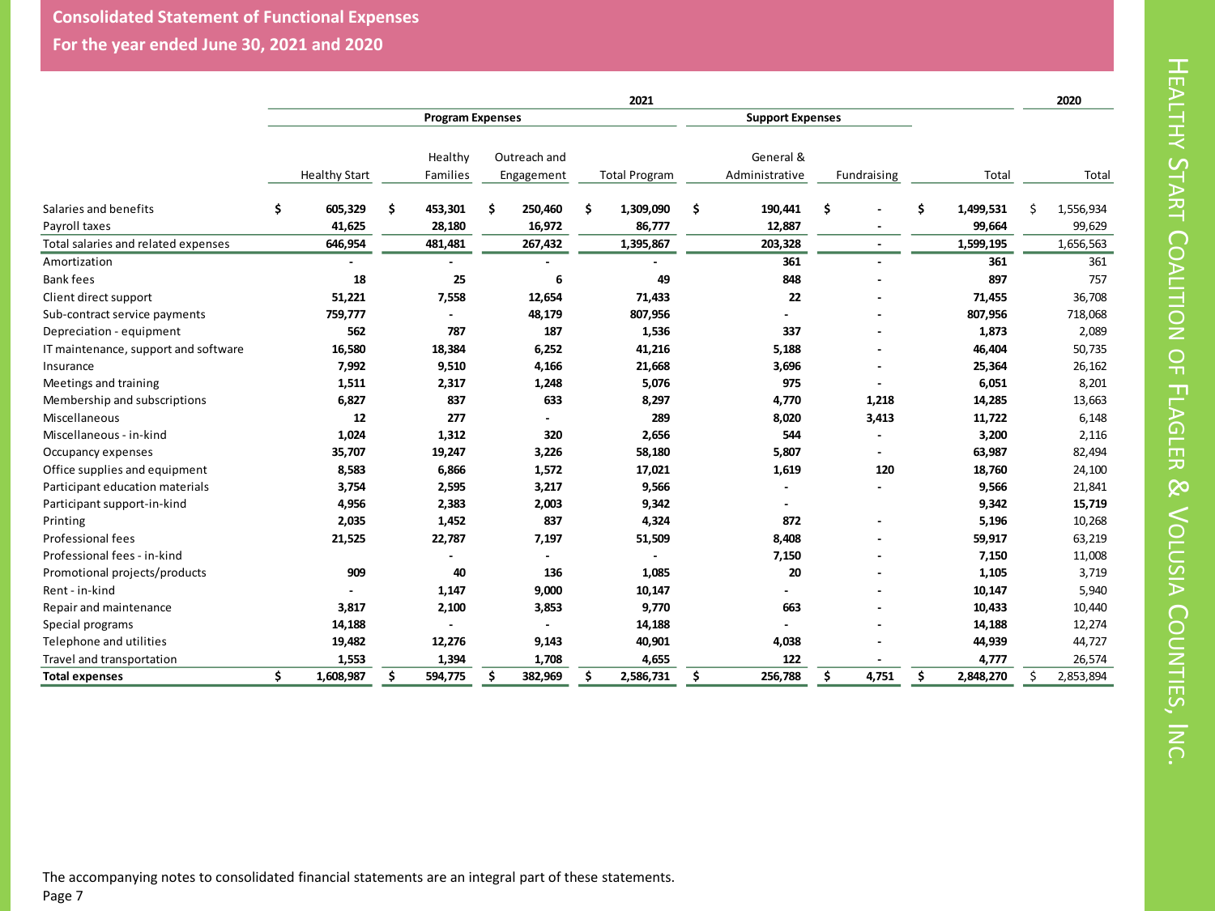## Consolidated Statement of Functional Expenses

### For the year ended June 30, 2021 and 2020

| | 2021 | | | | | | | 2020 |
|---|---|---|---|---|---|---|---|---|
| | Program Expenses | | | | Support Expenses | | | |
| | Healthy Start | Healthy Families | Outreach and Engagement | Total Program | General & Administrative | Fundraising | Total | Total |
| Salaries and benefits | $ 605,329 | $ 453,301 | $ 250,460 | $ 1,309,090 | $ 190,441 | $ - | $ 1,499,531 | $ 1,556,934 |
| Payroll taxes | 41,625 | 28,180 | 16,972 | 86,777 | 12,887 | - | 99,664 | 99,629 |
| Total salaries and related expenses | 646,954 | 481,481 | 267,432 | 1,395,867 | 203,328 | - | 1,599,195 | 1,656,563 |
| Amortization | - | - | - | - | 361 | - | 361 | 361 |
| Bank fees | 18 | 25 | 6 | 49 | 848 | - | 897 | 757 |
| Client direct support | 51,221 | 7,558 | 12,654 | 71,433 | 22 | - | 71,455 | 36,708 |
| Sub-contract service payments | 759,777 | - | 48,179 | 807,956 | - | - | 807,956 | 718,068 |
| Depreciation - equipment | 562 | 787 | 187 | 1,536 | 337 | - | 1,873 | 2,089 |
| IT maintenance, support and software | 16,580 | 18,384 | 6,252 | 41,216 | 5,188 | - | 46,404 | 50,735 |
| Insurance | 7,992 | 9,510 | 4,166 | 21,668 | 3,696 | - | 25,364 | 26,162 |
| Meetings and training | 1,511 | 2,317 | 1,248 | 5,076 | 975 | - | 6,051 | 8,201 |
| Membership and subscriptions | 6,827 | 837 | 633 | 8,297 | 4,770 | 1,218 | 14,285 | 13,663 |
| Miscellaneous | 12 | 277 | - | 289 | 8,020 | 3,413 | 11,722 | 6,148 |
| Miscellaneous - in-kind | 1,024 | 1,312 | 320 | 2,656 | 544 | - | 3,200 | 2,116 |
| Occupancy expenses | 35,707 | 19,247 | 3,226 | 58,180 | 5,807 | - | 63,987 | 82,494 |
| Office supplies and equipment | 8,583 | 6,866 | 1,572 | 17,021 | 1,619 | 120 | 18,760 | 24,100 |
| Participant education materials | 3,754 | 2,595 | 3,217 | 9,566 | - | - | 9,566 | 21,841 |
| Participant support-in-kind | 4,956 | 2,383 | 2,003 | 9,342 | - | | 9,342 | 15,719 |
| Printing | 2,035 | 1,452 | 837 | 4,324 | 872 | - | 5,196 | 10,268 |
| Professional fees | 21,525 | 22,787 | 7,197 | 51,509 | 8,408 | - | 59,917 | 63,219 |
| Professional fees - in-kind | | - | - | - | 7,150 | - | 7,150 | 11,008 |
| Promotional projects/products | 909 | 40 | 136 | 1,085 | 20 | - | 1,105 | 3,719 |
| Rent - in-kind | - | 1,147 | 9,000 | 10,147 | - | - | 10,147 | 5,940 |
| Repair and maintenance | 3,817 | 2,100 | 3,853 | 9,770 | 663 | - | 10,433 | 10,440 |
| Special programs | 14,188 | - | - | 14,188 | - | - | 14,188 | 12,274 |
| Telephone and utilities | 19,482 | 12,276 | 9,143 | 40,901 | 4,038 | - | 44,939 | 44,727 |
| Travel and transportation | 1,553 | 1,394 | 1,708 | 4,655 | 122 | - | 4,777 | 26,574 |
| **Total expenses** | $ 1,608,987 | $ 594,775 | $ 382,969 | $ 2,586,731 | $ 256,788 | $ 4,751 | $ 2,848,270 | $ 2,853,894 |

The accompanying notes to consolidated financial statements are an integral part of these statements.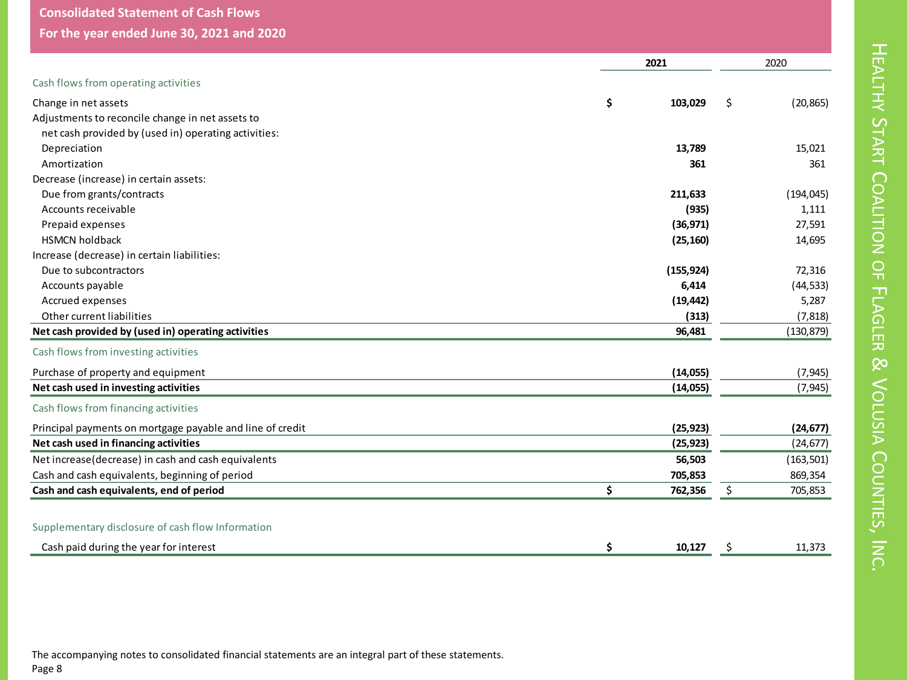## Consolidated Statement of Cash Flows

## For the year ended June 30, 2021 and 2020

| | 2021 | 2020 |
|---|---|---|
| **Cash flows from operating activities** | | |
| Change in net assets | $ 103,029 | $ (20,865) |
| Adjustments to reconcile change in net assets to net cash provided by (used in) operating activities: | | |
| Depreciation | 13,789 | 15,021 |
| Amortization | 361 | 361 |
| Decrease (increase) in certain assets: | | |
| Due from grants/contracts | 211,633 | (194,045) |
| Accounts receivable | (935) | 1,111 |
| Prepaid expenses | (36,971) | 27,591 |
| HSMCN holdback | (25,160) | 14,695 |
| Increase (decrease) in certain liabilities: | | |
| Due to subcontractors | (155,924) | 72,316 |
| Accounts payable | 6,414 | (44,533) |
| Accrued expenses | (19,442) | 5,287 |
| Other current liabilities | (313) | (7,818) |
| **Net cash provided by (used in) operating activities** | **96,481** | **(130,879)** |
| **Cash flows from investing activities** | | |
| Purchase of property and equipment | (14,055) | (7,945) |
| **Net cash used in investing activities** | **(14,055)** | **(7,945)** |
| **Cash flows from financing activities** | | |
| Principal payments on mortgage payable and line of credit | (25,923) | (24,677) |
| **Net cash used in financing activities** | **(25,923)** | **(24,677)** |
| Net increase(decrease) in cash and cash equivalents | 56,503 | (163,501) |
| Cash and cash equivalents, beginning of period | 705,853 | 869,354 |
| **Cash and cash equivalents, end of period** | **$ 762,356** | **$ 705,853** |
| **Supplementary disclosure of cash flow Information** | | |
| Cash paid during the year for interest | $ 10,127 | $ 11,373 |

The accompanying notes to consolidated financial statements are an integral part of these statements.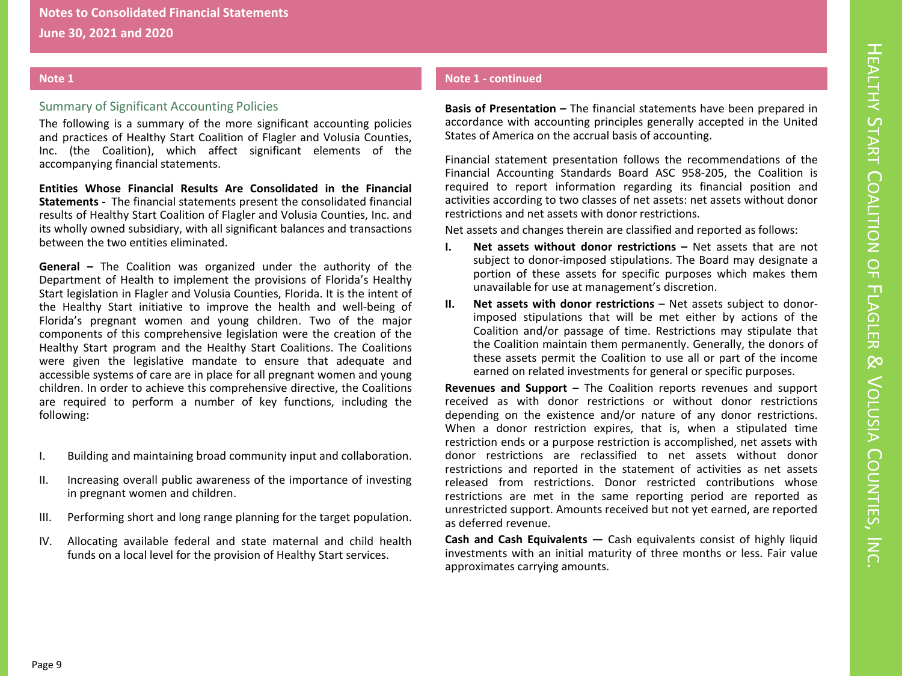## Note 1

### Summary of Significant Accounting Policies

The following is a summary of the more significant accounting policies and practices of Healthy Start Coalition of Flagler and Volusia Counties, Inc. (the Coalition), which affect significant elements of the accompanying financial statements.

**Entities Whose Financial Results Are Consolidated in the Financial Statements -** The financial statements present the consolidated financial results of Healthy Start Coalition of Flagler and Volusia Counties, Inc. and its wholly owned subsidiary, with all significant balances and transactions between the two entities eliminated.

**General –** The Coalition was organized under the authority of the Department of Health to implement the provisions of Florida's Healthy Start legislation in Flagler and Volusia Counties, Florida. It is the intent of the Healthy Start initiative to improve the health and well-being of Florida's pregnant women and young children. Two of the major components of this comprehensive legislation were the creation of the Healthy Start program and the Healthy Start Coalitions. The Coalitions were given the legislative mandate to ensure that adequate and accessible systems of care are in place for all pregnant women and young children. In order to achieve this comprehensive directive, the Coalitions are required to perform a number of key functions, including the following:

I. Building and maintaining broad community input and collaboration.

II. Increasing overall public awareness of the importance of investing in pregnant women and children.

III. Performing short and long range planning for the target population.

IV. Allocating available federal and state maternal and child health funds on a local level for the provision of Healthy Start services.

## Note 1 - continued

**Basis of Presentation –** The financial statements have been prepared in accordance with accounting principles generally accepted in the United States of America on the accrual basis of accounting.

Financial statement presentation follows the recommendations of the Financial Accounting Standards Board ASC 958-205, the Coalition is required to report information regarding its financial position and activities according to two classes of net assets: net assets without donor restrictions and net assets with donor restrictions.

Net assets and changes therein are classified and reported as follows:

**I. Net assets without donor restrictions –** Net assets that are not subject to donor-imposed stipulations. The Board may designate a portion of these assets for specific purposes which makes them unavailable for use at management's discretion.

**II. Net assets with donor restrictions** – Net assets subject to donor-imposed stipulations that will be met either by actions of the Coalition and/or passage of time. Restrictions may stipulate that the Coalition maintain them permanently. Generally, the donors of these assets permit the Coalition to use all or part of the income earned on related investments for general or specific purposes.

**Revenues and Support** – The Coalition reports revenues and support received as with donor restrictions or without donor restrictions depending on the existence and/or nature of any donor restrictions. When a donor restriction expires, that is, when a stipulated time restriction ends or a purpose restriction is accomplished, net assets with donor restrictions are reclassified to net assets without donor restrictions and reported in the statement of activities as net assets released from restrictions. Donor restricted contributions whose restrictions are met in the same reporting period are reported as unrestricted support. Amounts received but not yet earned, are reported as deferred revenue.

**Cash and Cash Equivalents —** Cash equivalents consist of highly liquid investments with an initial maturity of three months or less. Fair value approximates carrying amounts.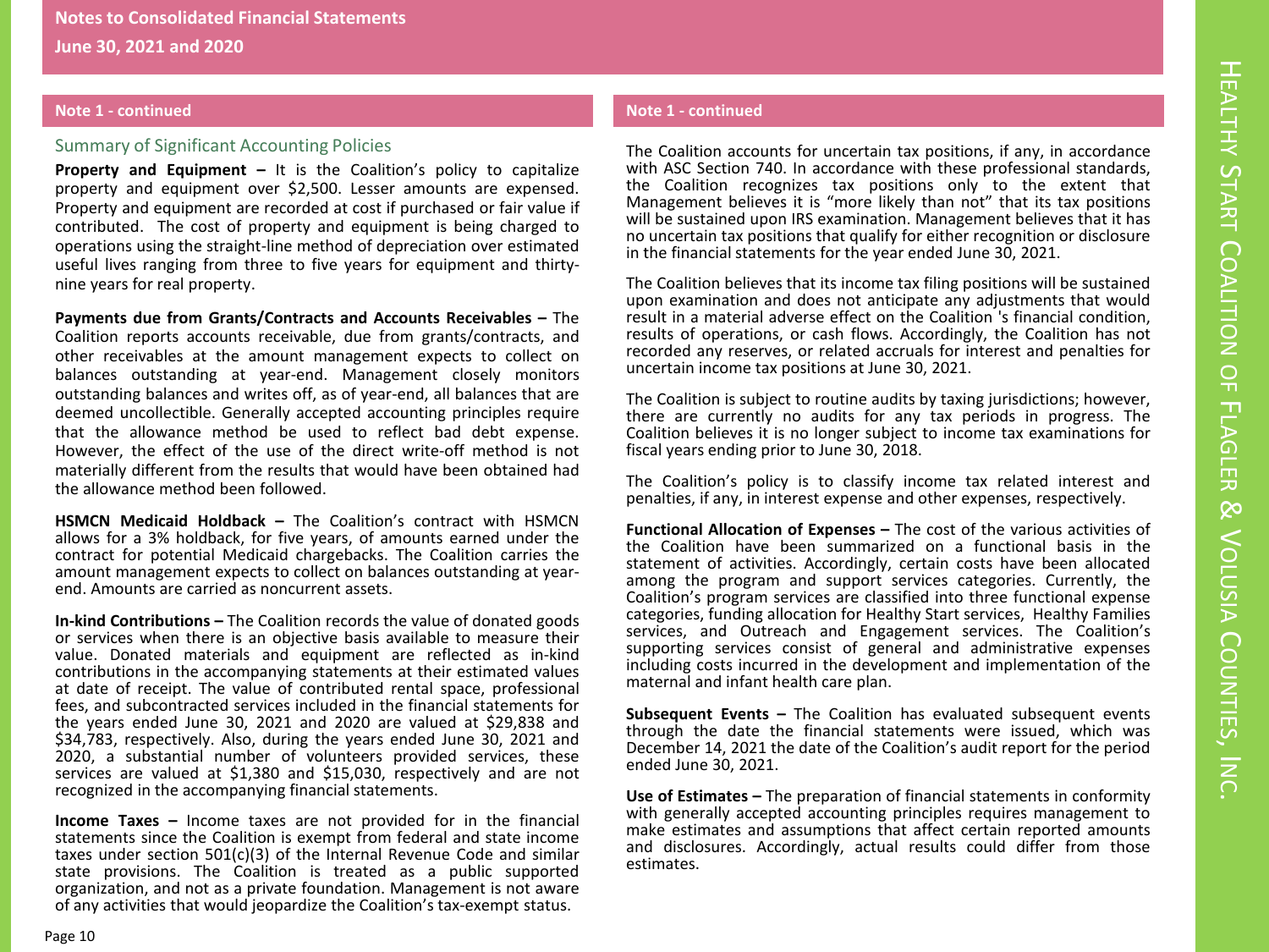## Note 1 - continued

### Summary of Significant Accounting Policies

**Property and Equipment –** It is the Coalition's policy to capitalize property and equipment over $2,500. Lesser amounts are expensed. Property and equipment are recorded at cost if purchased or fair value if contributed. The cost of property and equipment is being charged to operations using the straight-line method of depreciation over estimated useful lives ranging from three to five years for equipment and thirty-nine years for real property.

**Payments due from Grants/Contracts and Accounts Receivables –** The Coalition reports accounts receivable, due from grants/contracts, and other receivables at the amount management expects to collect on balances outstanding at year-end. Management closely monitors outstanding balances and writes off, as of year-end, all balances that are deemed uncollectible. Generally accepted accounting principles require that the allowance method be used to reflect bad debt expense. However, the effect of the use of the direct write-off method is not materially different from the results that would have been obtained had the allowance method been followed.

**HSMCN Medicaid Holdback –** The Coalition's contract with HSMCN allows for a 3% holdback, for five years, of amounts earned under the contract for potential Medicaid chargebacks. The Coalition carries the amount management expects to collect on balances outstanding at year-end. Amounts are carried as noncurrent assets.

**In-kind Contributions –** The Coalition records the value of donated goods or services when there is an objective basis available to measure their value. Donated materials and equipment are reflected as in-kind contributions in the accompanying statements at their estimated values at date of receipt. The value of contributed rental space, professional fees, and subcontracted services included in the financial statements for the years ended June 30, 2021 and 2020 are valued at $29,838 and $34,783, respectively. Also, during the years ended June 30, 2021 and 2020, a substantial number of volunteers provided services, these services are valued at $1,380 and $15,030, respectively and are not recognized in the accompanying financial statements.

**Income Taxes –** Income taxes are not provided for in the financial statements since the Coalition is exempt from federal and state income taxes under section 501(c)(3) of the Internal Revenue Code and similar state provisions. The Coalition is treated as a public supported organization, and not as a private foundation. Management is not aware of any activities that would jeopardize the Coalition's tax-exempt status.

## Note 1 - continued

The Coalition accounts for uncertain tax positions, if any, in accordance with ASC Section 740. In accordance with these professional standards, the Coalition recognizes tax positions only to the extent that Management believes it is "more likely than not" that its tax positions will be sustained upon IRS examination. Management believes that it has no uncertain tax positions that qualify for either recognition or disclosure in the financial statements for the year ended June 30, 2021.

The Coalition believes that its income tax filing positions will be sustained upon examination and does not anticipate any adjustments that would result in a material adverse effect on the Coalition 's financial condition, results of operations, or cash flows. Accordingly, the Coalition has not recorded any reserves, or related accruals for interest and penalties for uncertain income tax positions at June 30, 2021.

The Coalition is subject to routine audits by taxing jurisdictions; however, there are currently no audits for any tax periods in progress. The Coalition believes it is no longer subject to income tax examinations for fiscal years ending prior to June 30, 2018.

The Coalition's policy is to classify income tax related interest and penalties, if any, in interest expense and other expenses, respectively.

**Functional Allocation of Expenses –** The cost of the various activities of the Coalition have been summarized on a functional basis in the statement of activities. Accordingly, certain costs have been allocated among the program and support services categories. Currently, the Coalition's program services are classified into three functional expense categories, funding allocation for Healthy Start services, Healthy Families services, and Outreach and Engagement services. The Coalition's supporting services consist of general and administrative expenses including costs incurred in the development and implementation of the maternal and infant health care plan.

**Subsequent Events –** The Coalition has evaluated subsequent events through the date the financial statements were issued, which was December 14, 2021 the date of the Coalition's audit report for the period ended June 30, 2021.

**Use of Estimates –** The preparation of financial statements in conformity with generally accepted accounting principles requires management to make estimates and assumptions that affect certain reported amounts and disclosures. Accordingly, actual results could differ from those estimates.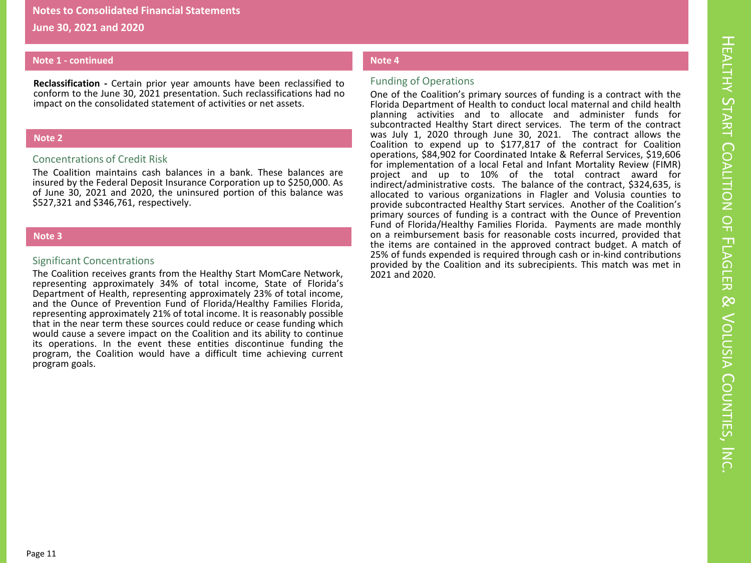## Notes to Consolidated Financial Statements

## June 30, 2021 and 2020

### Note 1 - continued

**Reclassification -** Certain prior year amounts have been reclassified to conform to the June 30, 2021 presentation. Such reclassifications had no impact on the consolidated statement of activities or net assets.

### Note 2

#### Concentrations of Credit Risk

The Coalition maintains cash balances in a bank. These balances are insured by the Federal Deposit Insurance Corporation up to $250,000. As of June 30, 2021 and 2020, the uninsured portion of this balance was $527,321 and $346,761, respectively.

### Note 3

#### Significant Concentrations

The Coalition receives grants from the Healthy Start MomCare Network, representing approximately 34% of total income, State of Florida's Department of Health, representing approximately 23% of total income, and the Ounce of Prevention Fund of Florida/Healthy Families Florida, representing approximately 21% of total income. It is reasonably possible that in the near term these sources could reduce or cease funding which would cause a severe impact on the Coalition and its ability to continue its operations. In the event these entities discontinue funding the program, the Coalition would have a difficult time achieving current program goals.

### Note 4

#### Funding of Operations

One of the Coalition's primary sources of funding is a contract with the Florida Department of Health to conduct local maternal and child health planning activities and to allocate and administer funds for subcontracted Healthy Start direct services. The term of the contract was July 1, 2020 through June 30, 2021. The contract allows the Coalition to expend up to $177,817 of the contract for Coalition operations, $84,902 for Coordinated Intake & Referral Services, $19,606 for implementation of a local Fetal and Infant Mortality Review (FIMR) project and up to 10% of the total contract award for indirect/administrative costs. The balance of the contract, $324,635, is allocated to various organizations in Flagler and Volusia counties to provide subcontracted Healthy Start services. Another of the Coalition's primary sources of funding is a contract with the Ounce of Prevention Fund of Florida/Healthy Families Florida. Payments are made monthly on a reimbursement basis for reasonable costs incurred, provided that the items are contained in the approved contract budget. A match of 25% of funds expended is required through cash or in-kind contributions provided by the Coalition and its subrecipients. This match was met in 2021 and 2020.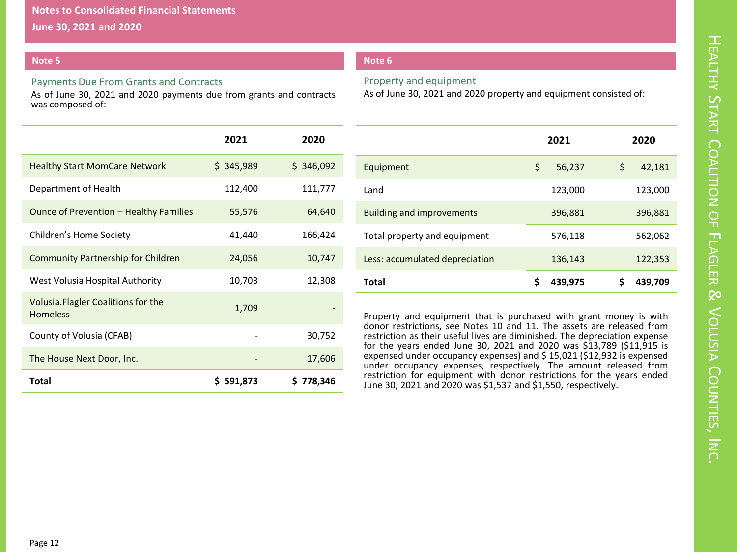## Notes to Consolidated Financial Statements

**June 30, 2021 and 2020**

### Note 5

#### Payments Due From Grants and Contracts

As of June 30, 2021 and 2020 payments due from grants and contracts was composed of:

| | 2021 | 2020 |
|---|---|---|
| Healthy Start MomCare Network | $ 345,989 | $ 346,092 |
| Department of Health | 112,400 | 111,777 |
| Ounce of Prevention – Healthy Families | 55,576 | 64,640 |
| Children's Home Society | 41,440 | 166,424 |
| Community Partnership for Children | 24,056 | 10,747 |
| West Volusia Hospital Authority | 10,703 | 12,308 |
| Volusia.Flagler Coalitions for the Homeless | 1,709 | - |
| County of Volusia (CFAB) | - | 30,752 |
| The House Next Door, Inc. | - | 17,606 |
| **Total** | **$ 591,873** | **$ 778,346** |

### Note 6

#### Property and equipment

As of June 30, 2021 and 2020 property and equipment consisted of:

| | 2021 | 2020 |
|---|---|---|
| Equipment | $ 56,237 | $ 42,181 |
| Land | 123,000 | 123,000 |
| Building and improvements | 396,881 | 396,881 |
| Total property and equipment | 576,118 | 562,062 |
| Less: accumulated depreciation | 136,143 | 122,353 |
| **Total** | **$ 439,975** | **$ 439,709** |

Property and equipment that is purchased with grant money is with donor restrictions, see Notes 10 and 11. The assets are released from restriction as their useful lives are diminished. The depreciation expense for the years ended June 30, 2021 and 2020 was $13,789 ($11,915 is expensed under occupancy expenses) and $ 15,021 ($12,932 is expensed under occupancy expenses, respectively. The amount released from restriction for equipment with donor restrictions for the years ended June 30, 2021 and 2020 was $1,537 and $1,550, respectively.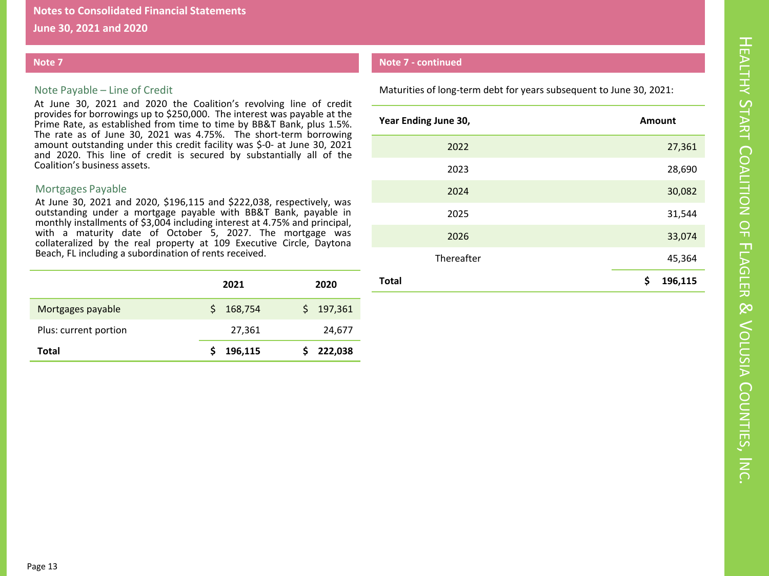# Notes to Consolidated Financial Statements

## June 30, 2021 and 2020

## Note 7

### Note Payable – Line of Credit

At June 30, 2021 and 2020 the Coalition's revolving line of credit provides for borrowings up to $250,000. The interest was payable at the Prime Rate, as established from time to time by BB&T Bank, plus 1.5%. The rate as of June 30, 2021 was 4.75%. The short-term borrowing amount outstanding under this credit facility was $-0- at June 30, 2021 and 2020. This line of credit is secured by substantially all of the Coalition's business assets.

### Mortgages Payable

At June 30, 2021 and 2020, $196,115 and $222,038, respectively, was outstanding under a mortgage payable with BB&T Bank, payable in monthly installments of $3,004 including interest at 4.75% and principal, with a maturity date of October 5, 2027. The mortgage was collateralized by the real property at 109 Executive Circle, Daytona Beach, FL including a subordination of rents received.

| | 2021 | 2020 |
|---|---|---|
| Mortgages payable | $ 168,754 | $ 197,361 |
| Plus: current portion | 27,361 | 24,677 |
| **Total** | **$ 196,115** | **$ 222,038** |

## Note 7 - continued

Maturities of long-term debt for years subsequent to June 30, 2021:

| Year Ending June 30, | Amount |
|---|---|
| 2022 | 27,361 |
| 2023 | 28,690 |
| 2024 | 30,082 |
| 2025 | 31,544 |
| 2026 | 33,074 |
| Thereafter | 45,364 |
| **Total** | **$ 196,115** |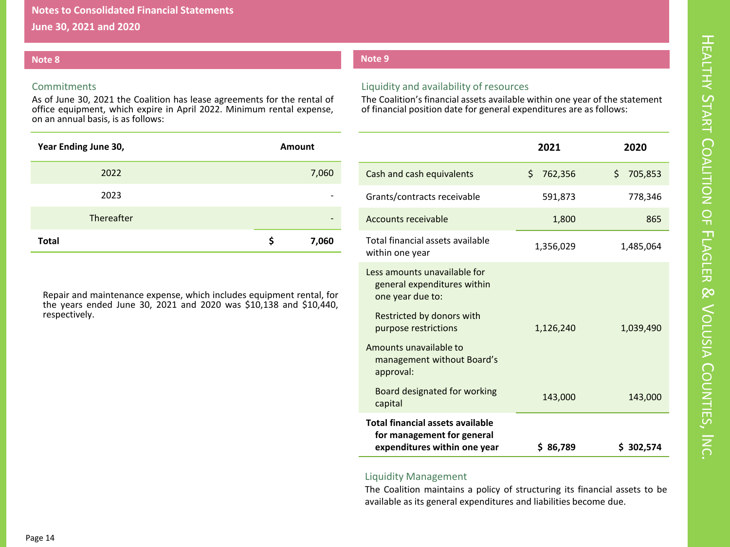# Notes to Consolidated Financial Statements

## June 30, 2021 and 2020

## Note 8

### Commitments

As of June 30, 2021 the Coalition has lease agreements for the rental of office equipment, which expire in April 2022. Minimum rental expense, on an annual basis, is as follows:

| Year Ending June 30, | Amount |
|---|---|
| 2022 | 7,060 |
| 2023 | - |
| Thereafter | - |
| **Total** | **$ 7,060** |

Repair and maintenance expense, which includes equipment rental, for the years ended June 30, 2021 and 2020 was $10,138 and $10,440, respectively.

## Note 9

### Liquidity and availability of resources

The Coalition's financial assets available within one year of the statement of financial position date for general expenditures are as follows:

| | 2021 | 2020 |
|---|---|---|
| Cash and cash equivalents | $ 762,356 | $ 705,853 |
| Grants/contracts receivable | 591,873 | 778,346 |
| Accounts receivable | 1,800 | 865 |
| Total financial assets available within one year | 1,356,029 | 1,485,064 |
| Less amounts unavailable for general expenditures within one year due to: | | |
| Restricted by donors with purpose restrictions | 1,126,240 | 1,039,490 |
| Amounts unavailable to management without Board's approval: | | |
| Board designated for working capital | 143,000 | 143,000 |
| **Total financial assets available for management for general expenditures within one year** | **$ 86,789** | **$ 302,574** |

### Liquidity Management

The Coalition maintains a policy of structuring its financial assets to be available as its general expenditures and liabilities become due.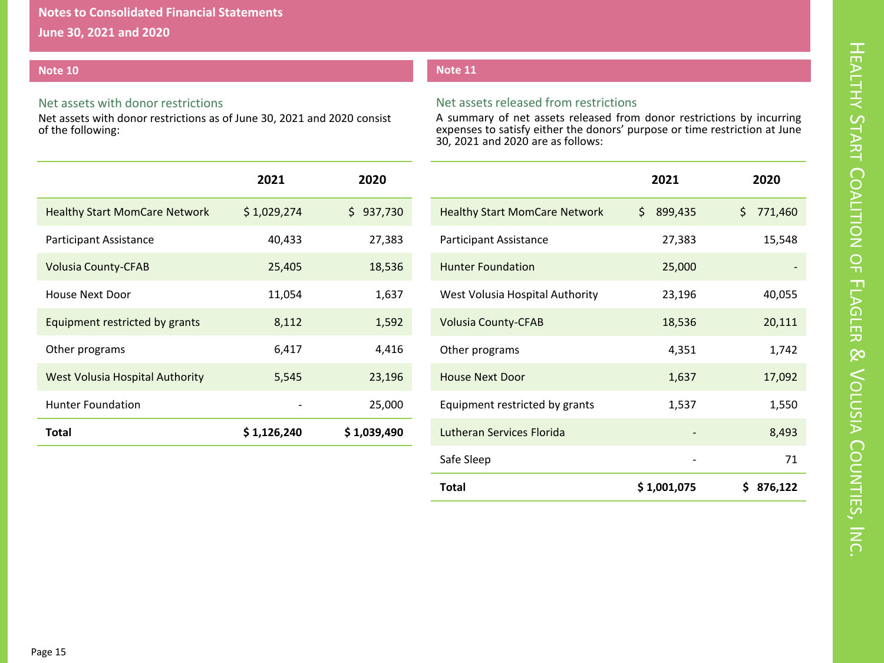# Notes to Consolidated Financial Statements

## June 30, 2021 and 2020

### Note 10

#### Net assets with donor restrictions

Net assets with donor restrictions as of June 30, 2021 and 2020 consist of the following:

| | 2021 | 2020 |
|---|---|---|
| Healthy Start MomCare Network | $ 1,029,274 | $ 937,730 |
| Participant Assistance | 40,433 | 27,383 |
| Volusia County-CFAB | 25,405 | 18,536 |
| House Next Door | 11,054 | 1,637 |
| Equipment restricted by grants | 8,112 | 1,592 |
| Other programs | 6,417 | 4,416 |
| West Volusia Hospital Authority | 5,545 | 23,196 |
| Hunter Foundation | - | 25,000 |
| **Total** | **$ 1,126,240** | **$ 1,039,490** |

### Note 11

#### Net assets released from restrictions

A summary of net assets released from donor restrictions by incurring expenses to satisfy either the donors' purpose or time restriction at June 30, 2021 and 2020 are as follows:

| | 2021 | 2020 |
|---|---|---|
| Healthy Start MomCare Network | $ 899,435 | $ 771,460 |
| Participant Assistance | 27,383 | 15,548 |
| Hunter Foundation | 25,000 | - |
| West Volusia Hospital Authority | 23,196 | 40,055 |
| Volusia County-CFAB | 18,536 | 20,111 |
| Other programs | 4,351 | 1,742 |
| House Next Door | 1,637 | 17,092 |
| Equipment restricted by grants | 1,537 | 1,550 |
| Lutheran Services Florida | - | 8,493 |
| Safe Sleep | - | 71 |
| **Total** | **$ 1,001,075** | **$ 876,122** |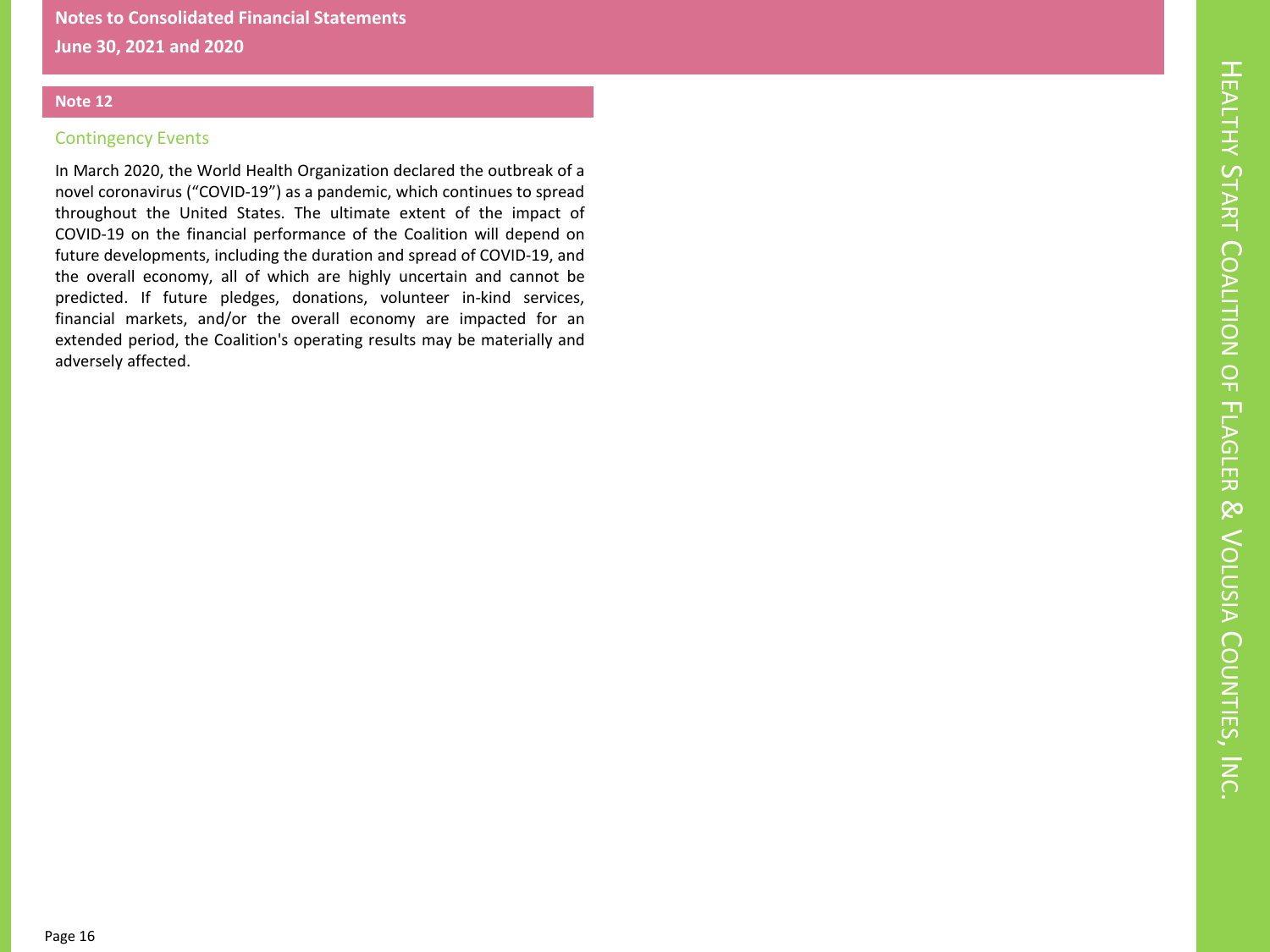## Note 12

### Contingency Events

In March 2020, the World Health Organization declared the outbreak of a novel coronavirus (“COVID-19”) as a pandemic, which continues to spread throughout the United States. The ultimate extent of the impact of COVID-19 on the financial performance of the Coalition will depend on future developments, including the duration and spread of COVID-19, and the overall economy, all of which are highly uncertain and cannot be predicted. If future pledges, donations, volunteer in-kind services, financial markets, and/or the overall economy are impacted for an extended period, the Coalition's operating results may be materially and adversely affected.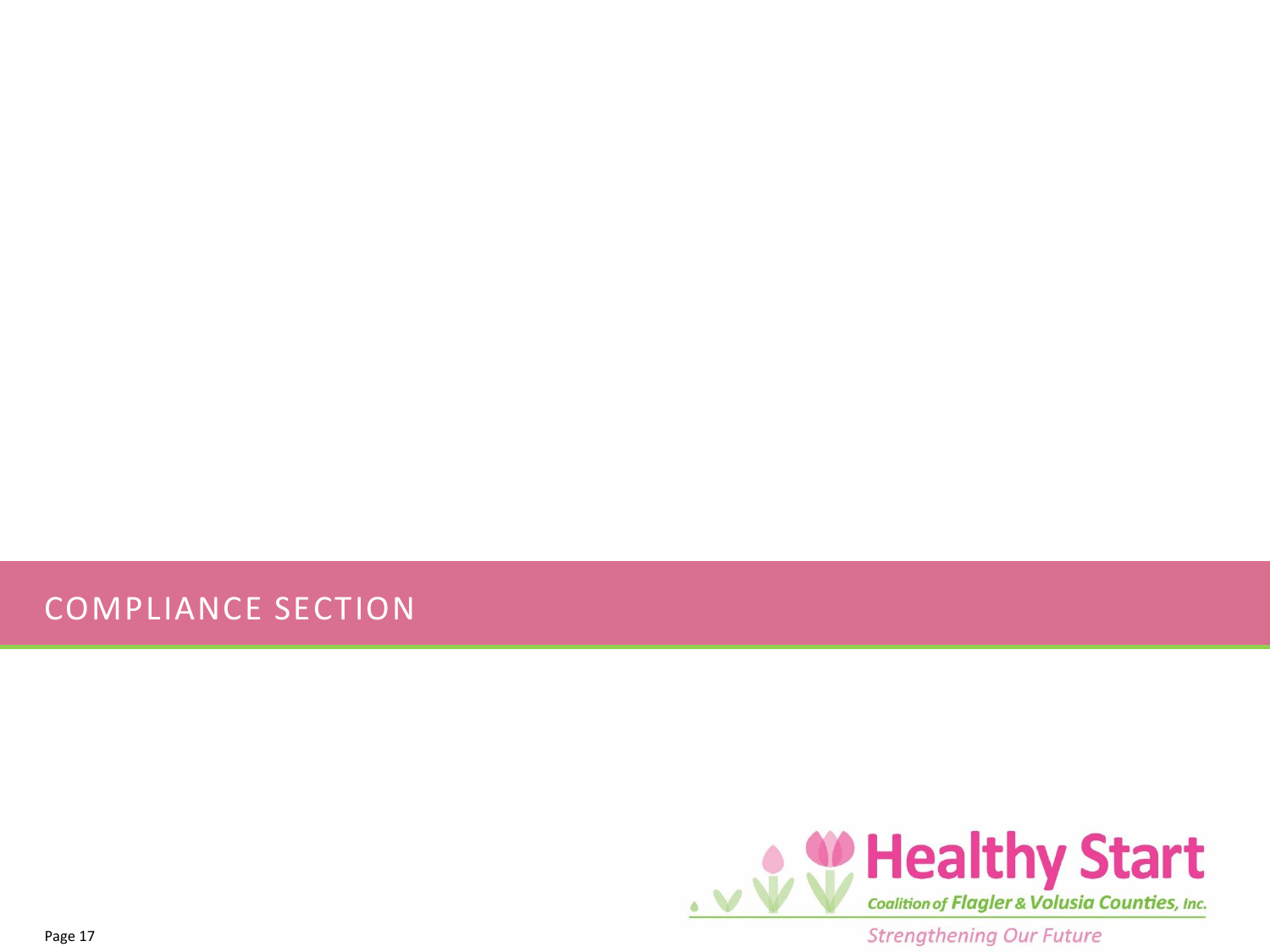# COMPLIANCE SECTION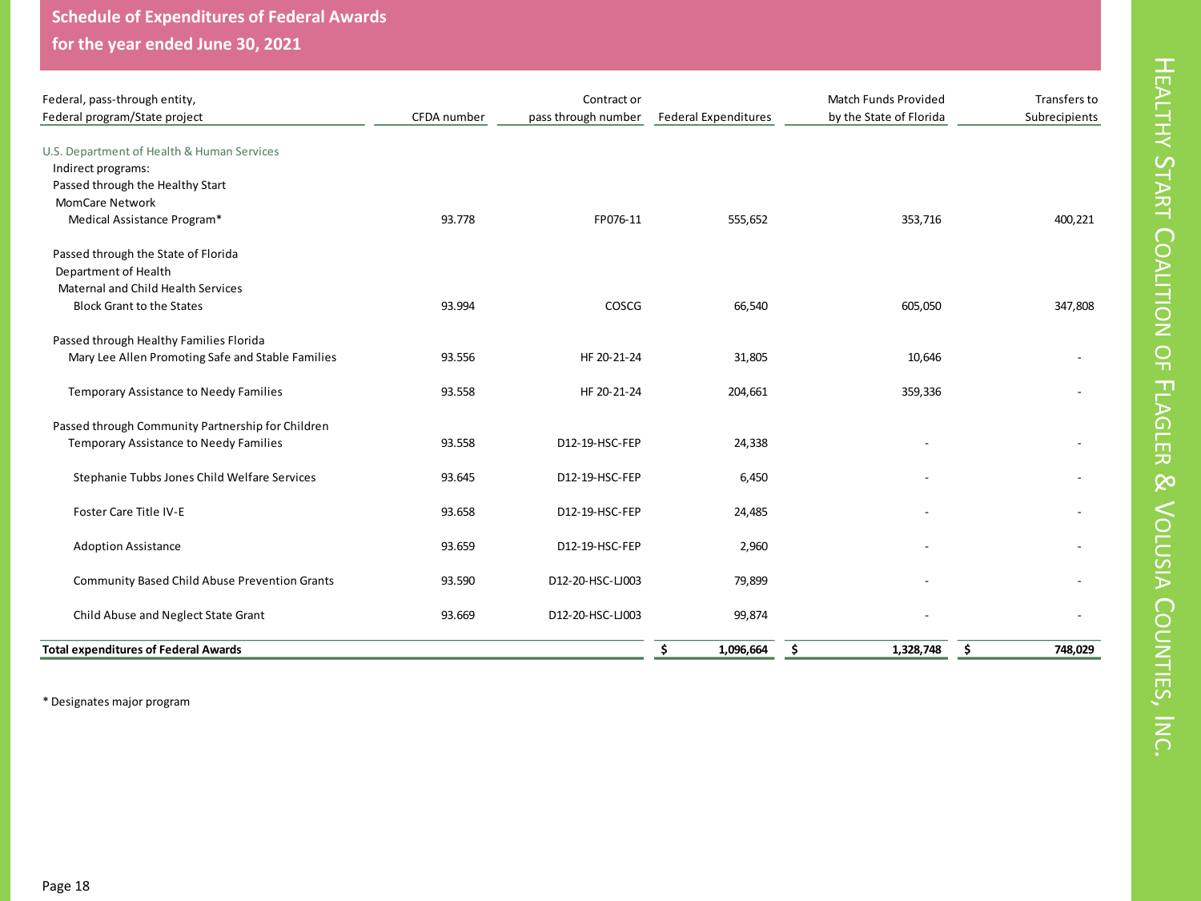## Schedule of Expenditures of Federal Awards

## for the year ended June 30, 2021

| Federal, pass-through entity, Federal program/State project | CFDA number | Contract or pass through number | Federal Expenditures | Match Funds Provided by the State of Florida | Transfers to Subrecipients |
|---|---|---|---|---|---|
| U.S. Department of Health & Human Services | | | | | |
| Indirect programs: | | | | | |
| Passed through the Healthy Start MomCare Network | | | | | |
| Medical Assistance Program* | 93.778 | FP076-11 | 555,652 | 353,716 | 400,221 |
| Passed through the State of Florida Department of Health Maternal and Child Health Services | | | | | |
| Block Grant to the States | 93.994 | COSCG | 66,540 | 605,050 | 347,808 |
| Passed through Healthy Families Florida | | | | | |
| Mary Lee Allen Promoting Safe and Stable Families | 93.556 | HF 20-21-24 | 31,805 | 10,646 | - |
| Temporary Assistance to Needy Families | 93.558 | HF 20-21-24 | 204,661 | 359,336 | - |
| Passed through Community Partnership for Children | | | | | |
| Temporary Assistance to Needy Families | 93.558 | D12-19-HSC-FEP | 24,338 | - | - |
| Stephanie Tubbs Jones Child Welfare Services | 93.645 | D12-19-HSC-FEP | 6,450 | - | - |
| Foster Care Title IV-E | 93.658 | D12-19-HSC-FEP | 24,485 | - | - |
| Adoption Assistance | 93.659 | D12-19-HSC-FEP | 2,960 | - | - |
| Community Based Child Abuse Prevention Grants | 93.590 | D12-20-HSC-LJ003 | 79,899 | - | - |
| Child Abuse and Neglect State Grant | 93.669 | D12-20-HSC-LJ003 | 99,874 | - | - |
| **Total expenditures of Federal Awards** | | | **$ 1,096,664** | **$ 1,328,748** | **$ 748,029** |

\* Designates major program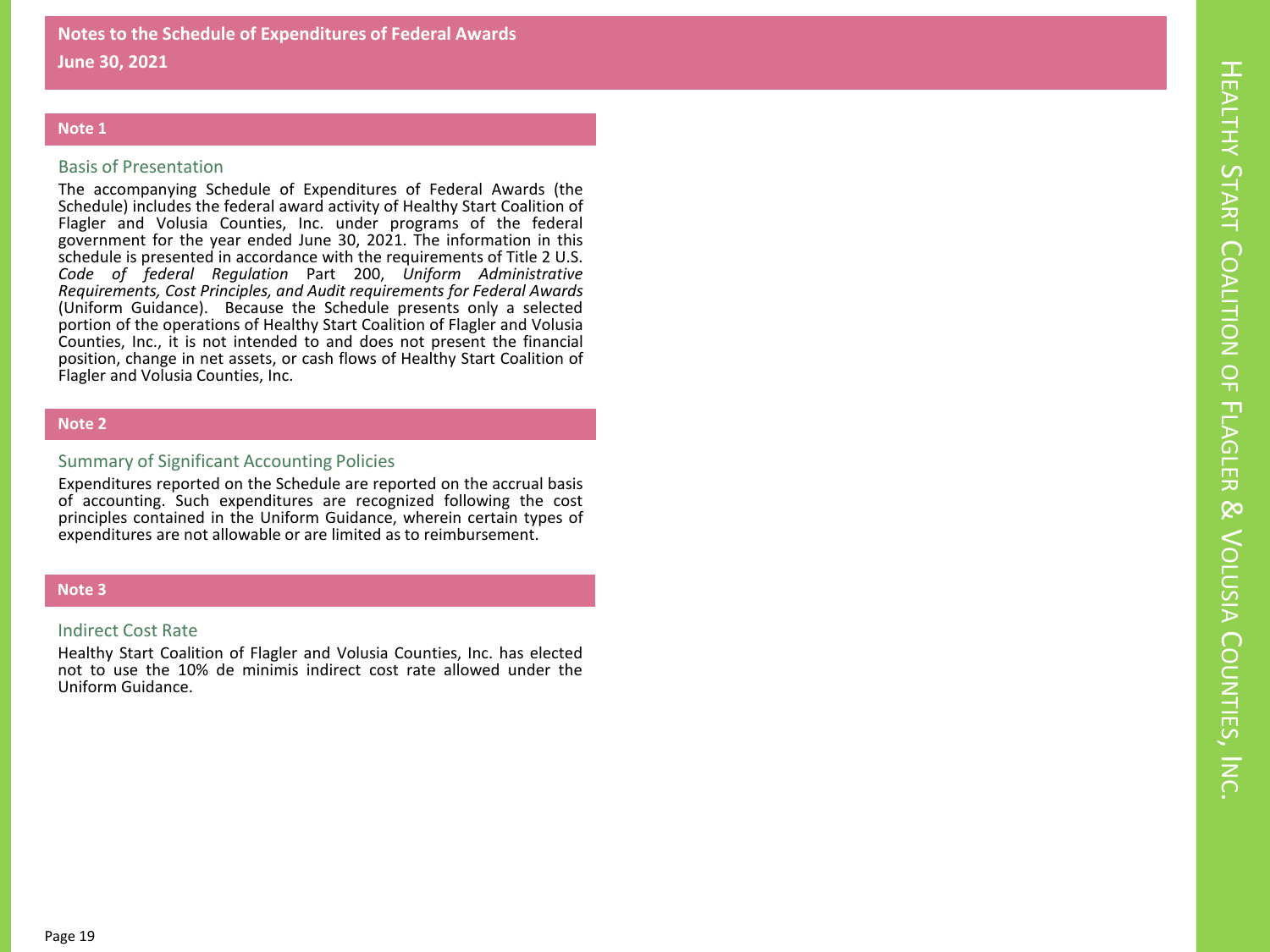# Notes to the Schedule of Expenditures of Federal Awards

**June 30, 2021**

## Note 1

### Basis of Presentation

The accompanying Schedule of Expenditures of Federal Awards (the Schedule) includes the federal award activity of Healthy Start Coalition of Flagler and Volusia Counties, Inc. under programs of the federal government for the year ended June 30, 2021. The information in this schedule is presented in accordance with the requirements of Title 2 U.S. *Code of federal Regulation* Part 200, *Uniform Administrative Requirements, Cost Principles, and Audit requirements for Federal Awards* (Uniform Guidance). Because the Schedule presents only a selected portion of the operations of Healthy Start Coalition of Flagler and Volusia Counties, Inc., it is not intended to and does not present the financial position, change in net assets, or cash flows of Healthy Start Coalition of Flagler and Volusia Counties, Inc.

## Note 2

### Summary of Significant Accounting Policies

Expenditures reported on the Schedule are reported on the accrual basis of accounting. Such expenditures are recognized following the cost principles contained in the Uniform Guidance, wherein certain types of expenditures are not allowable or are limited as to reimbursement.

## Note 3

### Indirect Cost Rate

Healthy Start Coalition of Flagler and Volusia Counties, Inc. has elected not to use the 10% de minimis indirect cost rate allowed under the Uniform Guidance.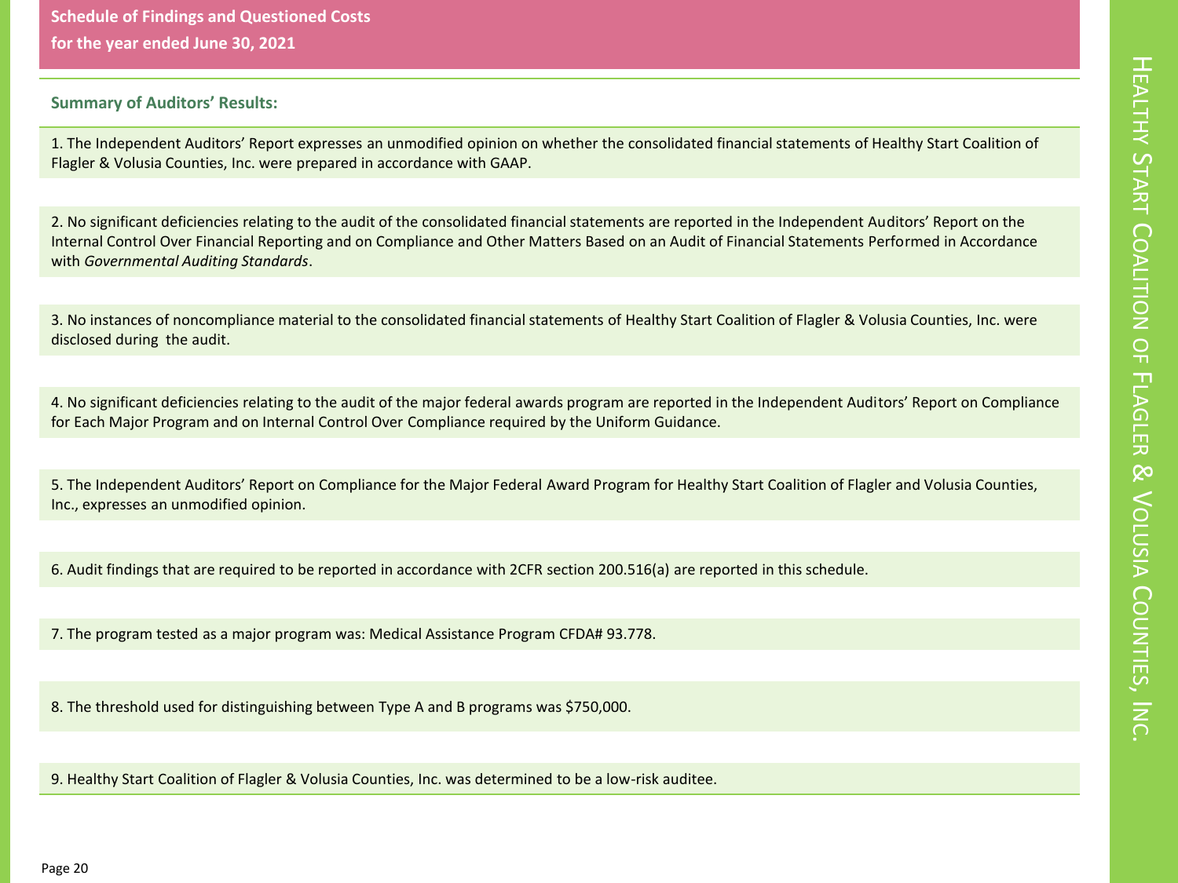## Schedule of Findings and Questioned Costs
## for the year ended June 30, 2021

### Summary of Auditors' Results:

1. The Independent Auditors' Report expresses an unmodified opinion on whether the consolidated financial statements of Healthy Start Coalition of Flagler & Volusia Counties, Inc. were prepared in accordance with GAAP.

2. No significant deficiencies relating to the audit of the consolidated financial statements are reported in the Independent Auditors' Report on the Internal Control Over Financial Reporting and on Compliance and Other Matters Based on an Audit of Financial Statements Performed in Accordance with *Governmental Auditing Standards*.

3. No instances of noncompliance material to the consolidated financial statements of Healthy Start Coalition of Flagler & Volusia Counties, Inc. were disclosed during the audit.

4. No significant deficiencies relating to the audit of the major federal awards program are reported in the Independent Auditors' Report on Compliance for Each Major Program and on Internal Control Over Compliance required by the Uniform Guidance.

5. The Independent Auditors' Report on Compliance for the Major Federal Award Program for Healthy Start Coalition of Flagler and Volusia Counties, Inc., expresses an unmodified opinion.

6. Audit findings that are required to be reported in accordance with 2CFR section 200.516(a) are reported in this schedule.

7. The program tested as a major program was: Medical Assistance Program CFDA# 93.778.

8. The threshold used for distinguishing between Type A and B programs was $750,000.

9. Healthy Start Coalition of Flagler & Volusia Counties, Inc. was determined to be a low-risk auditee.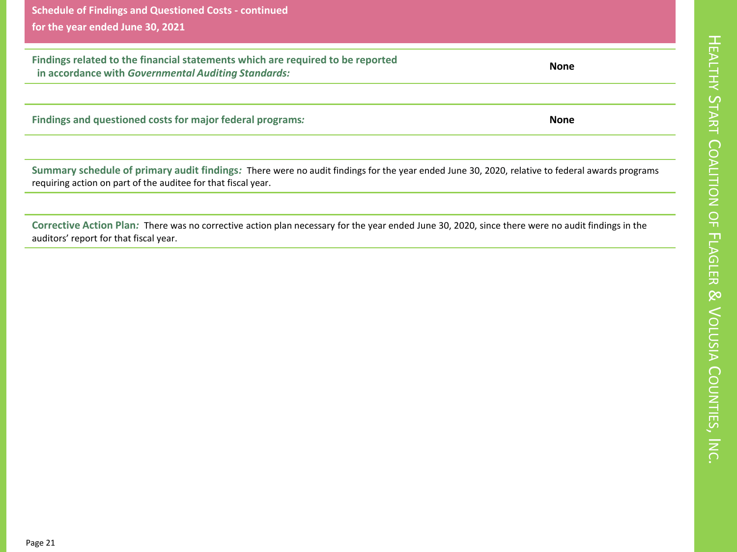## Schedule of Findings and Questioned Costs - continued

## for the year ended June 30, 2021

| | |
|---|---|
| **Findings related to the financial statements which are required to be reported in accordance with *Governmental Auditing Standards:*** | **None** |

| | |
|---|---|
| **Findings and questioned costs for major federal programs*:*** | **None** |

**Summary schedule of primary audit findings*:*** There were no audit findings for the year ended June 30, 2020, relative to federal awards programs requiring action on part of the auditee for that fiscal year.

**Corrective Action Plan*:*** There was no corrective action plan necessary for the year ended June 30, 2020, since there were no audit findings in the auditors' report for that fiscal year.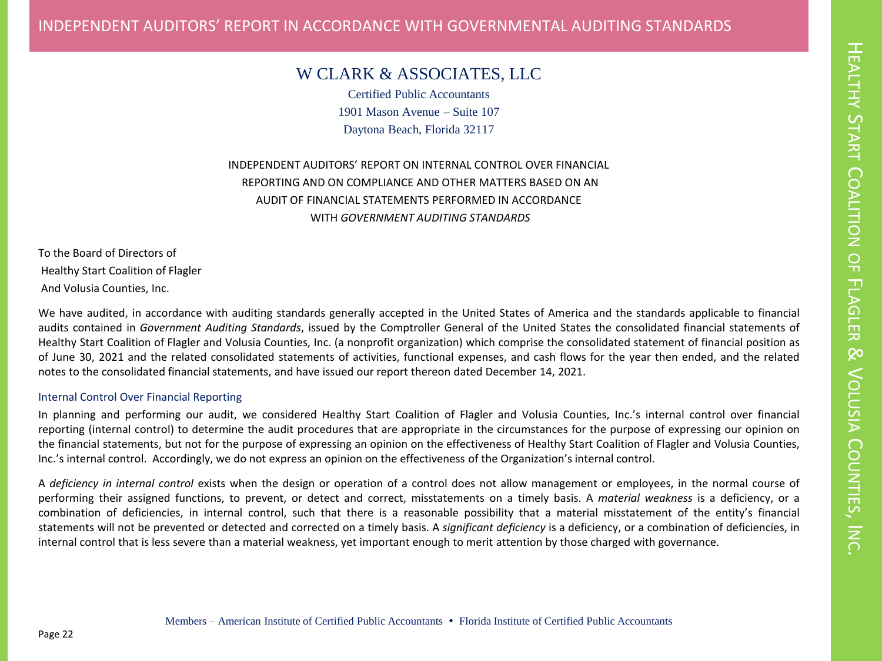# W CLARK & ASSOCIATES, LLC

Certified Public Accountants
1901 Mason Avenue – Suite 107
Daytona Beach, Florida 32117

## INDEPENDENT AUDITORS' REPORT ON INTERNAL CONTROL OVER FINANCIAL REPORTING AND ON COMPLIANCE AND OTHER MATTERS BASED ON AN AUDIT OF FINANCIAL STATEMENTS PERFORMED IN ACCORDANCE WITH *GOVERNMENT AUDITING STANDARDS*

To the Board of Directors of
Healthy Start Coalition of Flagler
And Volusia Counties, Inc.

We have audited, in accordance with auditing standards generally accepted in the United States of America and the standards applicable to financial audits contained in *Government Auditing Standards*, issued by the Comptroller General of the United States the consolidated financial statements of Healthy Start Coalition of Flagler and Volusia Counties, Inc. (a nonprofit organization) which comprise the consolidated statement of financial position as of June 30, 2021 and the related consolidated statements of activities, functional expenses, and cash flows for the year then ended, and the related notes to the consolidated financial statements, and have issued our report thereon dated December 14, 2021.

### Internal Control Over Financial Reporting

In planning and performing our audit, we considered Healthy Start Coalition of Flagler and Volusia Counties, Inc.'s internal control over financial reporting (internal control) to determine the audit procedures that are appropriate in the circumstances for the purpose of expressing our opinion on the financial statements, but not for the purpose of expressing an opinion on the effectiveness of Healthy Start Coalition of Flagler and Volusia Counties, Inc.'s internal control. Accordingly, we do not express an opinion on the effectiveness of the Organization's internal control.

A *deficiency in internal control* exists when the design or operation of a control does not allow management or employees, in the normal course of performing their assigned functions, to prevent, or detect and correct, misstatements on a timely basis. A *material weakness* is a deficiency, or a combination of deficiencies, in internal control, such that there is a reasonable possibility that a material misstatement of the entity's financial statements will not be prevented or detected and corrected on a timely basis. A *significant deficiency* is a deficiency, or a combination of deficiencies, in internal control that is less severe than a material weakness, yet important enough to merit attention by those charged with governance.

Members – American Institute of Certified Public Accountants • Florida Institute of Certified Public Accountants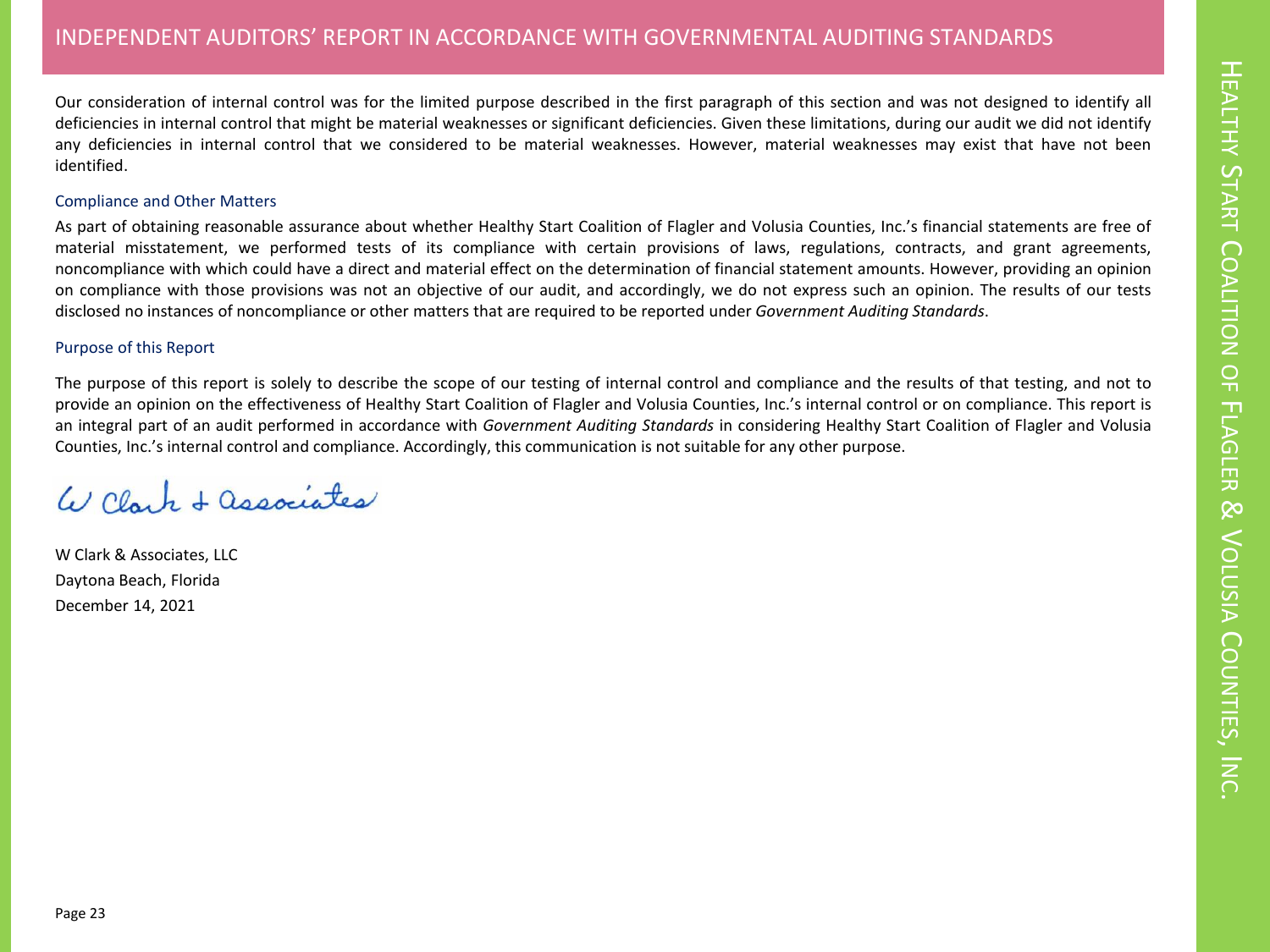# INDEPENDENT AUDITORS' REPORT IN ACCORDANCE WITH GOVERNMENTAL AUDITING STANDARDS

Our consideration of internal control was for the limited purpose described in the first paragraph of this section and was not designed to identify all deficiencies in internal control that might be material weaknesses or significant deficiencies. Given these limitations, during our audit we did not identify any deficiencies in internal control that we considered to be material weaknesses. However, material weaknesses may exist that have not been identified.

## Compliance and Other Matters

As part of obtaining reasonable assurance about whether Healthy Start Coalition of Flagler and Volusia Counties, Inc.'s financial statements are free of material misstatement, we performed tests of its compliance with certain provisions of laws, regulations, contracts, and grant agreements, noncompliance with which could have a direct and material effect on the determination of financial statement amounts. However, providing an opinion on compliance with those provisions was not an objective of our audit, and accordingly, we do not express such an opinion. The results of our tests disclosed no instances of noncompliance or other matters that are required to be reported under *Government Auditing Standards*.

## Purpose of this Report

The purpose of this report is solely to describe the scope of our testing of internal control and compliance and the results of that testing, and not to provide an opinion on the effectiveness of Healthy Start Coalition of Flagler and Volusia Counties, Inc.'s internal control or on compliance. This report is an integral part of an audit performed in accordance with *Government Auditing Standards* in considering Healthy Start Coalition of Flagler and Volusia Counties, Inc.'s internal control and compliance. Accordingly, this communication is not suitable for any other purpose.

W Clark & Associates

W Clark & Associates, LLC
Daytona Beach, Florida
December 14, 2021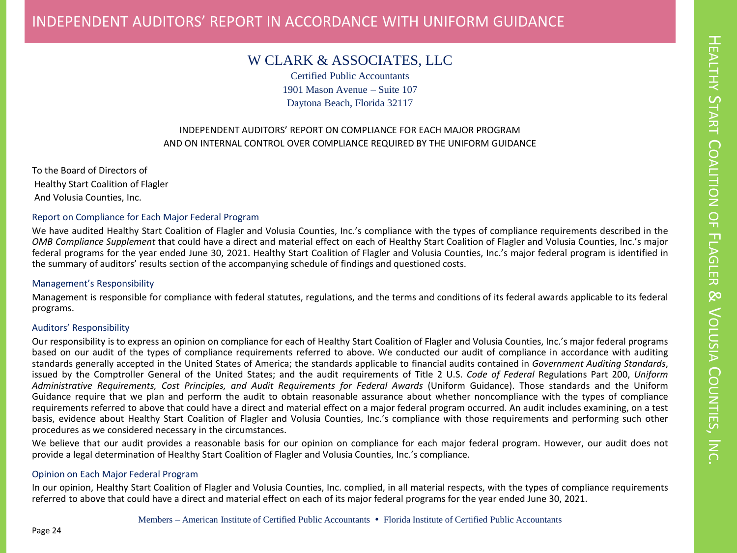# INDEPENDENT AUDITORS' REPORT IN ACCORDANCE WITH UNIFORM GUIDANCE

W CLARK & ASSOCIATES, LLC
Certified Public Accountants
1901 Mason Avenue – Suite 107
Daytona Beach, Florida 32117

## INDEPENDENT AUDITORS' REPORT ON COMPLIANCE FOR EACH MAJOR PROGRAM AND ON INTERNAL CONTROL OVER COMPLIANCE REQUIRED BY THE UNIFORM GUIDANCE

To the Board of Directors of
Healthy Start Coalition of Flagler
And Volusia Counties, Inc.

### Report on Compliance for Each Major Federal Program

We have audited Healthy Start Coalition of Flagler and Volusia Counties, Inc.'s compliance with the types of compliance requirements described in the *OMB Compliance Supplement* that could have a direct and material effect on each of Healthy Start Coalition of Flagler and Volusia Counties, Inc.'s major federal programs for the year ended June 30, 2021. Healthy Start Coalition of Flagler and Volusia Counties, Inc.'s major federal program is identified in the summary of auditors' results section of the accompanying schedule of findings and questioned costs.

### Management's Responsibility

Management is responsible for compliance with federal statutes, regulations, and the terms and conditions of its federal awards applicable to its federal programs.

### Auditors' Responsibility

Our responsibility is to express an opinion on compliance for each of Healthy Start Coalition of Flagler and Volusia Counties, Inc.'s major federal programs based on our audit of the types of compliance requirements referred to above. We conducted our audit of compliance in accordance with auditing standards generally accepted in the United States of America; the standards applicable to financial audits contained in *Government Auditing Standards*, issued by the Comptroller General of the United States; and the audit requirements of Title 2 U.S. *Code of Federal* Regulations Part 200, *Uniform Administrative Requirements, Cost Principles, and Audit Requirements for Federal Awards* (Uniform Guidance). Those standards and the Uniform Guidance require that we plan and perform the audit to obtain reasonable assurance about whether noncompliance with the types of compliance requirements referred to above that could have a direct and material effect on a major federal program occurred. An audit includes examining, on a test basis, evidence about Healthy Start Coalition of Flagler and Volusia Counties, Inc.'s compliance with those requirements and performing such other procedures as we considered necessary in the circumstances.

We believe that our audit provides a reasonable basis for our opinion on compliance for each major federal program. However, our audit does not provide a legal determination of Healthy Start Coalition of Flagler and Volusia Counties, Inc.'s compliance.

### Opinion on Each Major Federal Program

In our opinion, Healthy Start Coalition of Flagler and Volusia Counties, Inc. complied, in all material respects, with the types of compliance requirements referred to above that could have a direct and material effect on each of its major federal programs for the year ended June 30, 2021.

Members – American Institute of Certified Public Accountants • Florida Institute of Certified Public Accountants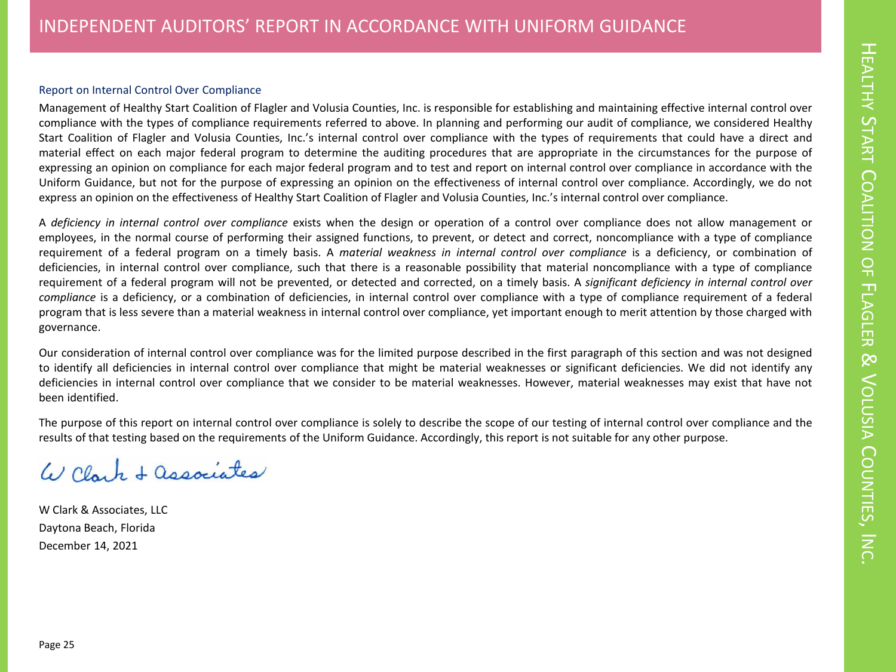# INDEPENDENT AUDITORS' REPORT IN ACCORDANCE WITH UNIFORM GUIDANCE

## Report on Internal Control Over Compliance

Management of Healthy Start Coalition of Flagler and Volusia Counties, Inc. is responsible for establishing and maintaining effective internal control over compliance with the types of compliance requirements referred to above. In planning and performing our audit of compliance, we considered Healthy Start Coalition of Flagler and Volusia Counties, Inc.'s internal control over compliance with the types of requirements that could have a direct and material effect on each major federal program to determine the auditing procedures that are appropriate in the circumstances for the purpose of expressing an opinion on compliance for each major federal program and to test and report on internal control over compliance in accordance with the Uniform Guidance, but not for the purpose of expressing an opinion on the effectiveness of internal control over compliance. Accordingly, we do not express an opinion on the effectiveness of Healthy Start Coalition of Flagler and Volusia Counties, Inc.'s internal control over compliance.

A *deficiency in internal control over compliance* exists when the design or operation of a control over compliance does not allow management or employees, in the normal course of performing their assigned functions, to prevent, or detect and correct, noncompliance with a type of compliance requirement of a federal program on a timely basis. A *material weakness in internal control over compliance* is a deficiency, or combination of deficiencies, in internal control over compliance, such that there is a reasonable possibility that material noncompliance with a type of compliance requirement of a federal program will not be prevented, or detected and corrected, on a timely basis. A *significant deficiency in internal control over compliance* is a deficiency, or a combination of deficiencies, in internal control over compliance with a type of compliance requirement of a federal program that is less severe than a material weakness in internal control over compliance, yet important enough to merit attention by those charged with governance.

Our consideration of internal control over compliance was for the limited purpose described in the first paragraph of this section and was not designed to identify all deficiencies in internal control over compliance that might be material weaknesses or significant deficiencies. We did not identify any deficiencies in internal control over compliance that we consider to be material weaknesses. However, material weaknesses may exist that have not been identified.

The purpose of this report on internal control over compliance is solely to describe the scope of our testing of internal control over compliance and the results of that testing based on the requirements of the Uniform Guidance. Accordingly, this report is not suitable for any other purpose.

W Clark & Associates

W Clark & Associates, LLC  
Daytona Beach, Florida  
December 14, 2021